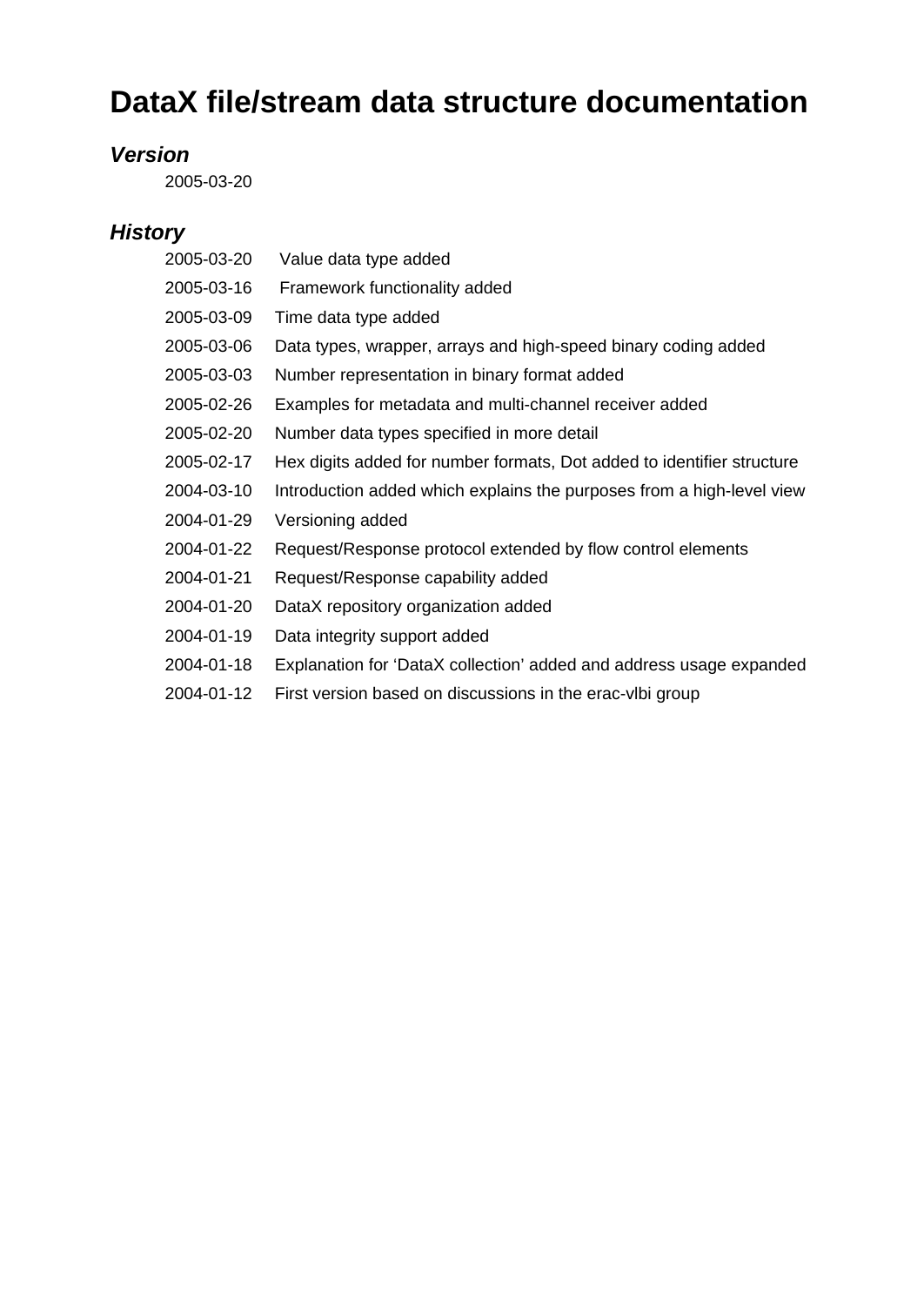# DataX file/stream data structure documentation

### *Version*

2005-03-20

### *History*

| | |
|---|---|
| 2005-03-20 | Value data type added |
| 2005-03-16 | Framework functionality added |
| 2005-03-09 | Time data type added |
| 2005-03-06 | Data types, wrapper, arrays and high-speed binary coding added |
| 2005-03-03 | Number representation in binary format added |
| 2005-02-26 | Examples for metadata and multi-channel receiver added |
| 2005-02-20 | Number data types specified in more detail |
| 2005-02-17 | Hex digits added for number formats, Dot added to identifier structure |
| 2004-03-10 | Introduction added which explains the purposes from a high-level view |
| 2004-01-29 | Versioning added |
| 2004-01-22 | Request/Response protocol extended by flow control elements |
| 2004-01-21 | Request/Response capability added |
| 2004-01-20 | DataX repository organization added |
| 2004-01-19 | Data integrity support added |
| 2004-01-18 | Explanation for 'DataX collection' added and address usage expanded |
| 2004-01-12 | First version based on discussions in the erac-vlbi group |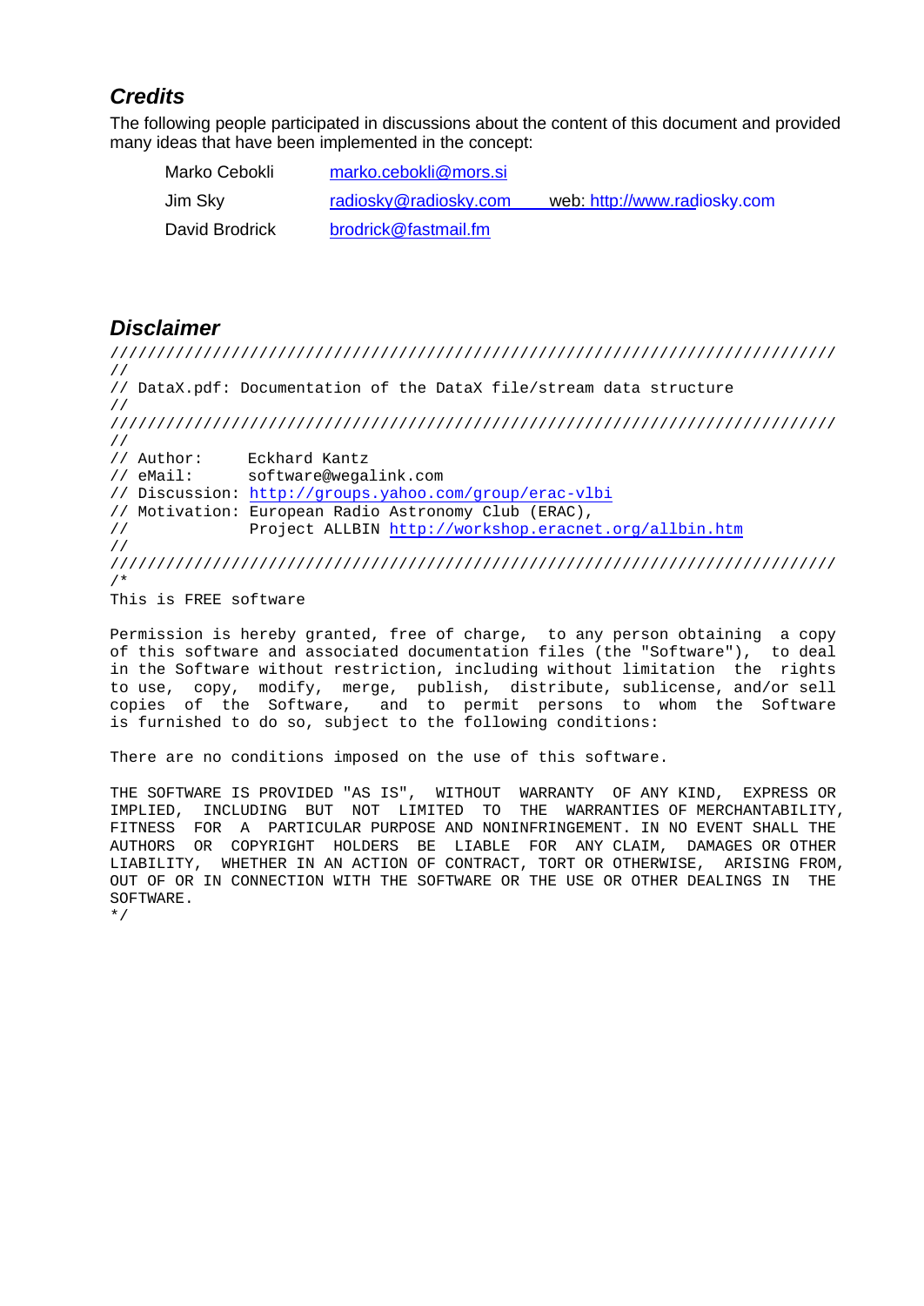## *Credits*

The following people participated in discussions about the content of this document and provided many ideas that have been implemented in the concept:

| | | |
|---|---|---|
| Marko Cebokli | marko.cebokli@mors.si | |
| Jim Sky | radiosky@radiosky.com | web: http://www.radiosky.com |
| David Brodrick | brodrick@fastmail.fm | |

## *Disclaimer*

```
///////////////////////////////////////////////////////////////////////////////
//
// DataX.pdf: Documentation of the DataX file/stream data structure
//
///////////////////////////////////////////////////////////////////////////////
//
// Author:     Eckhard Kantz
// eMail:      software@wegalink.com
// Discussion: http://groups.yahoo.com/group/erac-vlbi
// Motivation: European Radio Astronomy Club (ERAC),
//             Project ALLBIN http://workshop.eracnet.org/allbin.htm
//
///////////////////////////////////////////////////////////////////////////////
/*
This is FREE software

Permission is hereby granted, free of charge,  to any person obtaining  a copy
of this software and associated documentation files (the "Software"),  to deal
in the Software without restriction, including without limitation  the  rights
to use,  copy,  modify,  merge,  publish,  distribute, sublicense, and/or sell
copies  of  the  Software,   and  to  permit  persons  to  whom  the  Software
is furnished to do so, subject to the following conditions:

There are no conditions imposed on the use of this software.

THE SOFTWARE IS PROVIDED "AS IS",  WITHOUT  WARRANTY  OF ANY KIND,  EXPRESS OR
IMPLIED,  INCLUDING  BUT  NOT  LIMITED  TO  THE  WARRANTIES OF MERCHANTABILITY,
FITNESS  FOR  A  PARTICULAR PURPOSE AND NONINFRINGEMENT. IN NO EVENT SHALL THE
AUTHORS  OR  COPYRIGHT  HOLDERS  BE  LIABLE  FOR  ANY CLAIM,  DAMAGES OR OTHER
LIABILITY,  WHETHER IN AN ACTION OF CONTRACT, TORT OR OTHERWISE,  ARISING FROM,
OUT OF OR IN CONNECTION WITH THE SOFTWARE OR THE USE OR OTHER DEALINGS IN  THE
SOFTWARE.
*/
```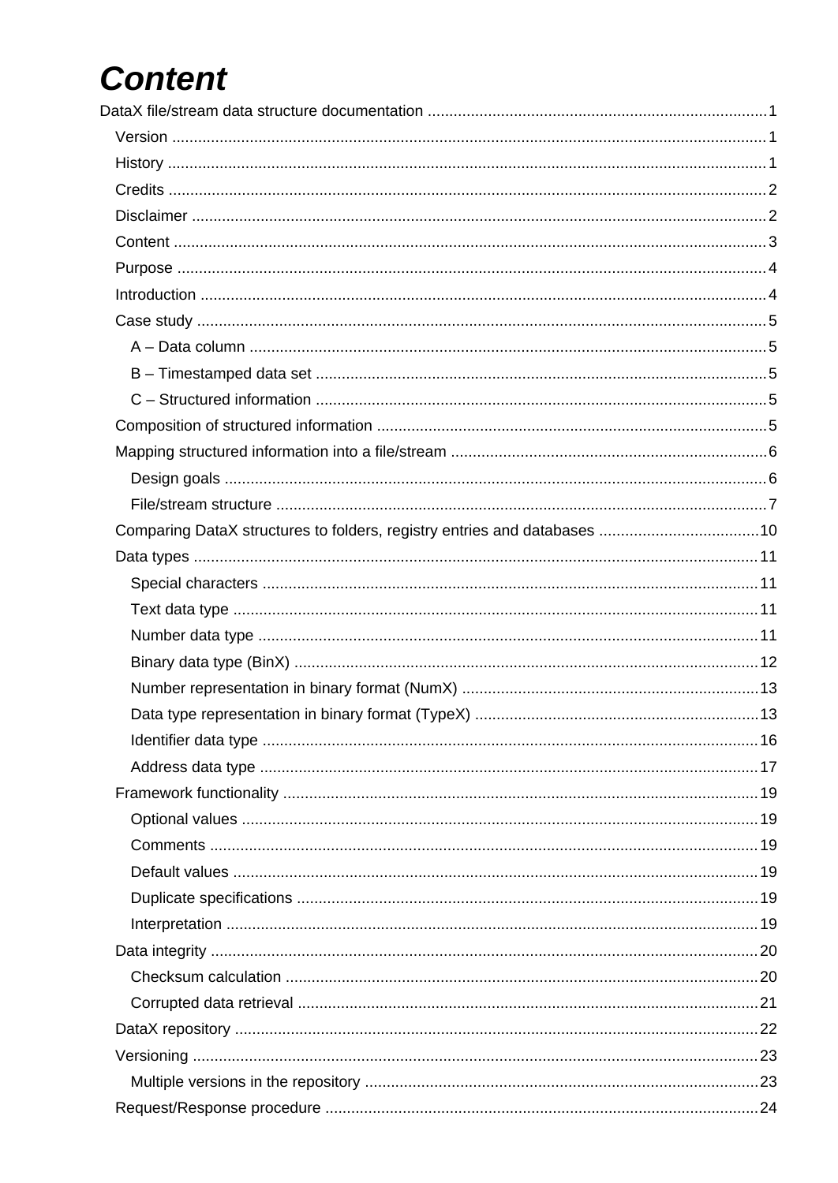# Content

DataX file/stream data structure documentation ............................................................................. 1

- Version ........................................................................................................................................ 1
- History ......................................................................................................................................... 1
- Credits ......................................................................................................................................... 2
- Disclaimer .................................................................................................................................... 2
- Content ........................................................................................................................................ 3
- Purpose ....................................................................................................................................... 4
- Introduction .................................................................................................................................. 4
- Case study ................................................................................................................................... 5
  - A – Data column ....................................................................................................................... 5
  - B – Timestamped data set ....................................................................................................... 5
  - C – Structured information ....................................................................................................... 5
- Composition of structured information .......................................................................................... 5
- Mapping structured information into a file/stream ......................................................................... 6
  - Design goals ............................................................................................................................. 6
  - File/stream structure ................................................................................................................. 7
- Comparing DataX structures to folders, registry entries and databases ..................................... 10
- Data types .................................................................................................................................. 11
  - Special characters .................................................................................................................. 11
  - Text data type ......................................................................................................................... 11
  - Number data type ................................................................................................................... 11
  - Binary data type (BinX) ........................................................................................................... 12
  - Number representation in binary format (NumX) ..................................................................... 13
  - Data type representation in binary format (TypeX) .................................................................. 13
  - Identifier data type .................................................................................................................. 16
  - Address data type ................................................................................................................... 17
- Framework functionality ............................................................................................................. 19
  - Optional values ....................................................................................................................... 19
  - Comments .............................................................................................................................. 19
  - Default values ......................................................................................................................... 19
  - Duplicate specifications .......................................................................................................... 19
  - Interpretation .......................................................................................................................... 19
- Data integrity .............................................................................................................................. 20
  - Checksum calculation ............................................................................................................. 20
  - Corrupted data retrieval .......................................................................................................... 21
- DataX repository ........................................................................................................................ 22
- Versioning .................................................................................................................................. 23
  - Multiple versions in the repository ........................................................................................... 23
- Request/Response procedure .................................................................................................... 24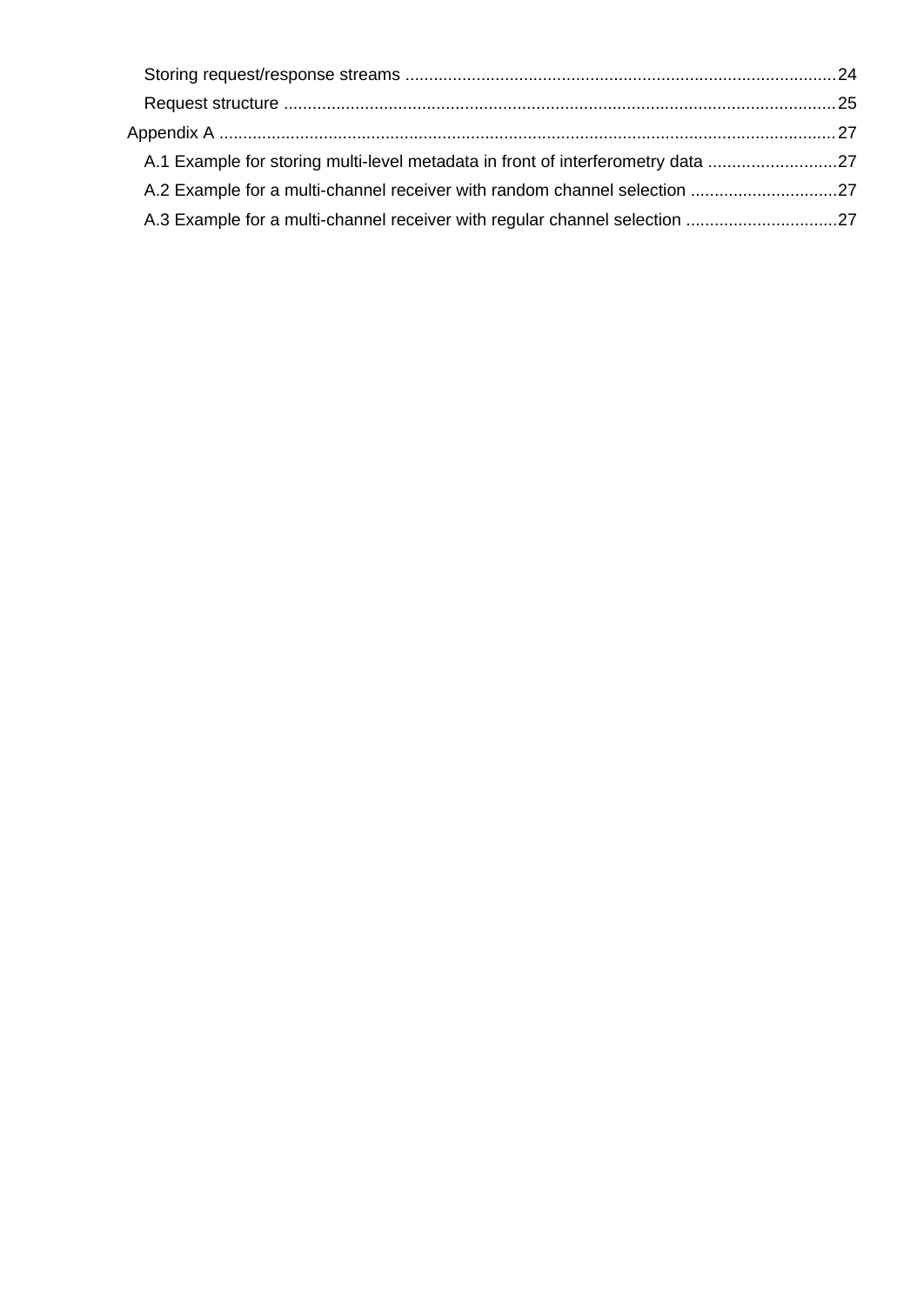Storing request/response streams ..........................................................................................24

Request structure ....................................................................................................................25

Appendix A ...................................................................................................................................27

A.1 Example for storing multi-level metadata in front of interferometry data ...........................27

A.2 Example for a multi-channel receiver with random channel selection ...............................27

A.3 Example for a multi-channel receiver with regular channel selection ................................27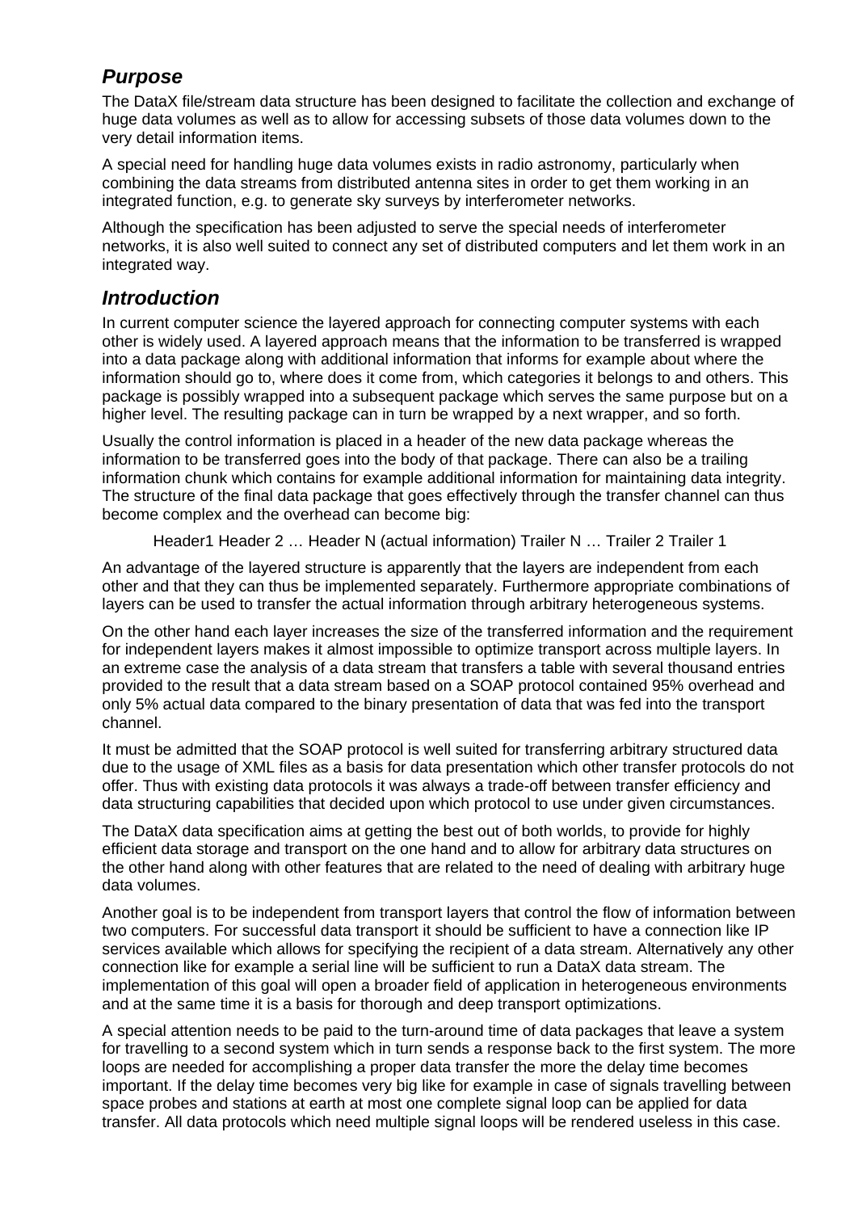## *Purpose*

The DataX file/stream data structure has been designed to facilitate the collection and exchange of huge data volumes as well as to allow for accessing subsets of those data volumes down to the very detail information items.

A special need for handling huge data volumes exists in radio astronomy, particularly when combining the data streams from distributed antenna sites in order to get them working in an integrated function, e.g. to generate sky surveys by interferometer networks.

Although the specification has been adjusted to serve the special needs of interferometer networks, it is also well suited to connect any set of distributed computers and let them work in an integrated way.

## *Introduction*

In current computer science the layered approach for connecting computer systems with each other is widely used. A layered approach means that the information to be transferred is wrapped into a data package along with additional information that informs for example about where the information should go to, where does it come from, which categories it belongs to and others. This package is possibly wrapped into a subsequent package which serves the same purpose but on a higher level. The resulting package can in turn be wrapped by a next wrapper, and so forth.

Usually the control information is placed in a header of the new data package whereas the information to be transferred goes into the body of that package. There can also be a trailing information chunk which contains for example additional information for maintaining data integrity. The structure of the final data package that goes effectively through the transfer channel can thus become complex and the overhead can become big:

> Header1 Header 2 … Header N (actual information) Trailer N … Trailer 2 Trailer 1

An advantage of the layered structure is apparently that the layers are independent from each other and that they can thus be implemented separately. Furthermore appropriate combinations of layers can be used to transfer the actual information through arbitrary heterogeneous systems.

On the other hand each layer increases the size of the transferred information and the requirement for independent layers makes it almost impossible to optimize transport across multiple layers. In an extreme case the analysis of a data stream that transfers a table with several thousand entries provided to the result that a data stream based on a SOAP protocol contained 95% overhead and only 5% actual data compared to the binary presentation of data that was fed into the transport channel.

It must be admitted that the SOAP protocol is well suited for transferring arbitrary structured data due to the usage of XML files as a basis for data presentation which other transfer protocols do not offer. Thus with existing data protocols it was always a trade-off between transfer efficiency and data structuring capabilities that decided upon which protocol to use under given circumstances.

The DataX data specification aims at getting the best out of both worlds, to provide for highly efficient data storage and transport on the one hand and to allow for arbitrary data structures on the other hand along with other features that are related to the need of dealing with arbitrary huge data volumes.

Another goal is to be independent from transport layers that control the flow of information between two computers. For successful data transport it should be sufficient to have a connection like IP services available which allows for specifying the recipient of a data stream. Alternatively any other connection like for example a serial line will be sufficient to run a DataX data stream. The implementation of this goal will open a broader field of application in heterogeneous environments and at the same time it is a basis for thorough and deep transport optimizations.

A special attention needs to be paid to the turn-around time of data packages that leave a system for travelling to a second system which in turn sends a response back to the first system. The more loops are needed for accomplishing a proper data transfer the more the delay time becomes important. If the delay time becomes very big like for example in case of signals travelling between space probes and stations at earth at most one complete signal loop can be applied for data transfer. All data protocols which need multiple signal loops will be rendered useless in this case.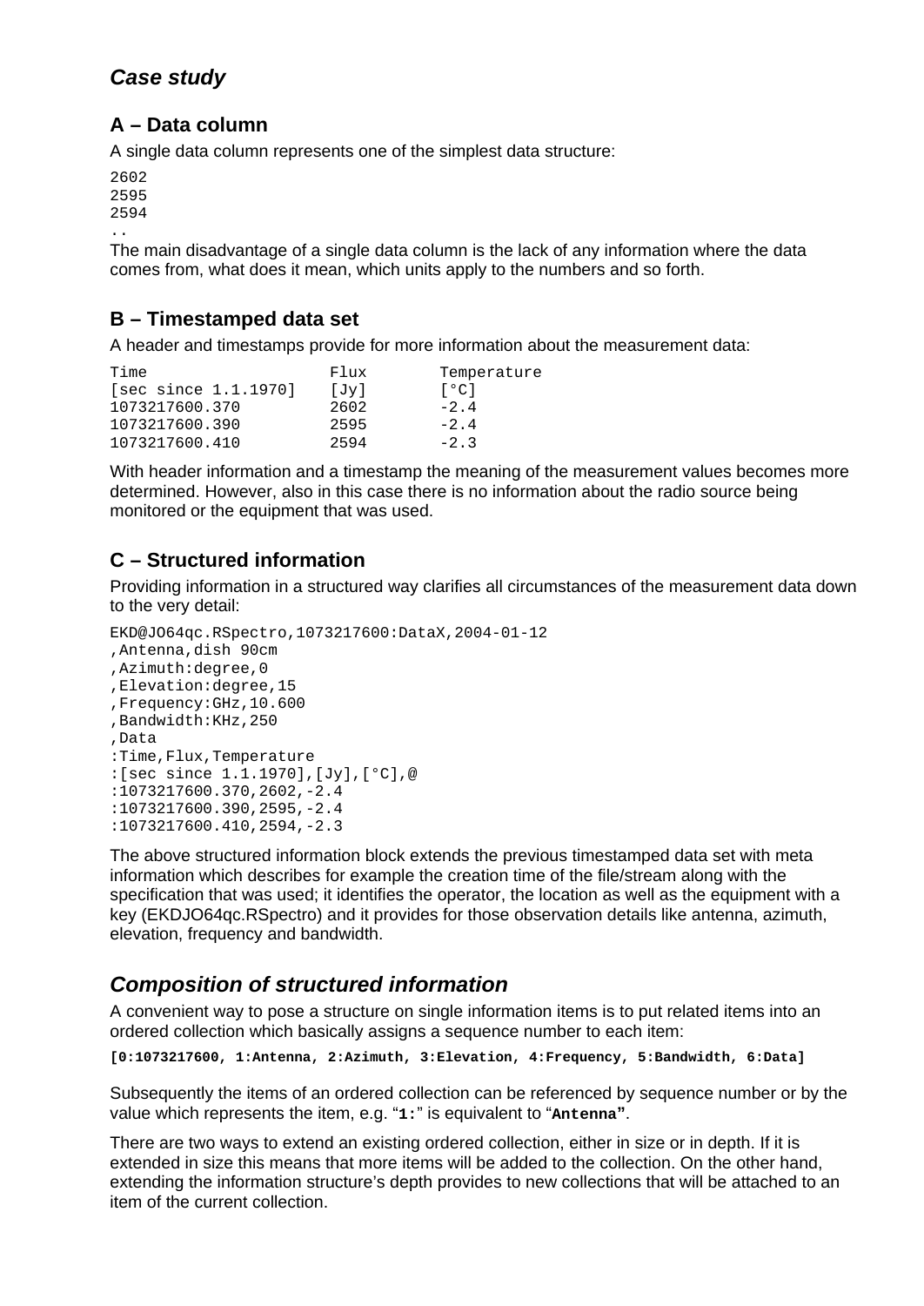## *Case study*

### A – Data column

A single data column represents one of the simplest data structure:

```
2602
2595
2594
..
```

The main disadvantage of a single data column is the lack of any information where the data comes from, what does it mean, which units apply to the numbers and so forth.

### B – Timestamped data set

A header and timestamps provide for more information about the measurement data:

```
Time                  Flux        Temperature
[sec since 1.1.1970]  [Jy]        [°C]
1073217600.370        2602        -2.4
1073217600.390        2595        -2.4
1073217600.410        2594        -2.3
```

With header information and a timestamp the meaning of the measurement values becomes more determined. However, also in this case there is no information about the radio source being monitored or the equipment that was used.

### C – Structured information

Providing information in a structured way clarifies all circumstances of the measurement data down to the very detail:

```
EKD@JO64qc.RSpectro,1073217600:DataX,2004-01-12
,Antenna,dish 90cm
,Azimuth:degree,0
,Elevation:degree,15
,Frequency:GHz,10.600
,Bandwidth:KHz,250
,Data
:Time,Flux,Temperature
:[sec since 1.1.1970],[Jy],[°C],@
:1073217600.370,2602,-2.4
:1073217600.390,2595,-2.4
:1073217600.410,2594,-2.3
```

The above structured information block extends the previous timestamped data set with meta information which describes for example the creation time of the file/stream along with the specification that was used; it identifies the operator, the location as well as the equipment with a key (EKDJO64qc.RSpectro) and it provides for those observation details like antenna, azimuth, elevation, frequency and bandwidth.

## *Composition of structured information*

A convenient way to pose a structure on single information items is to put related items into an ordered collection which basically assigns a sequence number to each item:

**`[0:1073217600, 1:Antenna, 2:Azimuth, 3:Elevation, 4:Frequency, 5:Bandwidth, 6:Data]`**

Subsequently the items of an ordered collection can be referenced by sequence number or by the value which represents the item, e.g. "**`1:`**" is equivalent to "**`Antenna`**".

There are two ways to extend an existing ordered collection, either in size or in depth. If it is extended in size this means that more items will be added to the collection. On the other hand, extending the information structure's depth provides to new collections that will be attached to an item of the current collection.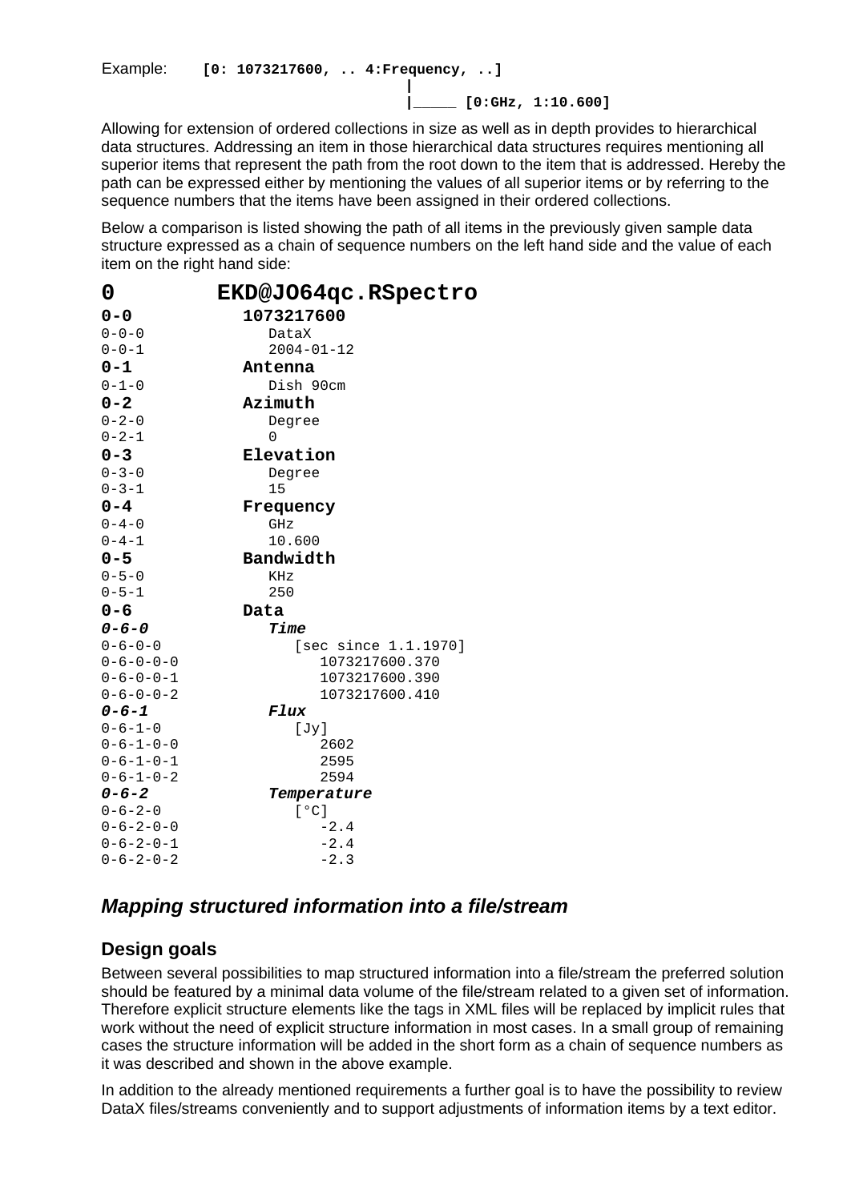Example: **[0: 1073217600, .. 4:Frequency, ..]**

```
                                    |
                                    |_____ [0:GHz, 1:10.600]
```

Allowing for extension of ordered collections in size as well as in depth provides to hierarchical data structures. Addressing an item in those hierarchical data structures requires mentioning all superior items that represent the path from the root down to the item that is addressed. Hereby the path can be expressed either by mentioning the values of all superior items or by referring to the sequence numbers that the items have been assigned in their ordered collections.

Below a comparison is listed showing the path of all items in the previously given sample data structure expressed as a chain of sequence numbers on the left hand side and the value of each item on the right hand side:

```
0              EKD@JO64qc.RSpectro
0-0              1073217600
0-0-0              DataX
0-0-1              2004-01-12
0-1              Antenna
0-1-0              Dish 90cm
0-2              Azimuth
0-2-0              Degree
0-2-1              0
0-3              Elevation
0-3-0              Degree
0-3-1              15
0-4              Frequency
0-4-0              GHz
0-4-1              10.600
0-5              Bandwidth
0-5-0              KHz
0-5-1              250
0-6              Data
0-6-0              Time
0-6-0-0              [sec since 1.1.1970]
0-6-0-0-0              1073217600.370
0-6-0-0-1              1073217600.390
0-6-0-0-2              1073217600.410
0-6-1              Flux
0-6-1-0              [Jy]
0-6-1-0-0              2602
0-6-1-0-1              2595
0-6-1-0-2              2594
0-6-2              Temperature
0-6-2-0              [°C]
0-6-2-0-0              -2.4
0-6-2-0-1              -2.4
0-6-2-0-2              -2.3
```

## *Mapping structured information into a file/stream*

### Design goals

Between several possibilities to map structured information into a file/stream the preferred solution should be featured by a minimal data volume of the file/stream related to a given set of information. Therefore explicit structure elements like the tags in XML files will be replaced by implicit rules that work without the need of explicit structure information in most cases. In a small group of remaining cases the structure information will be added in the short form as a chain of sequence numbers as it was described and shown in the above example.

In addition to the already mentioned requirements a further goal is to have the possibility to review DataX files/streams conveniently and to support adjustments of information items by a text editor.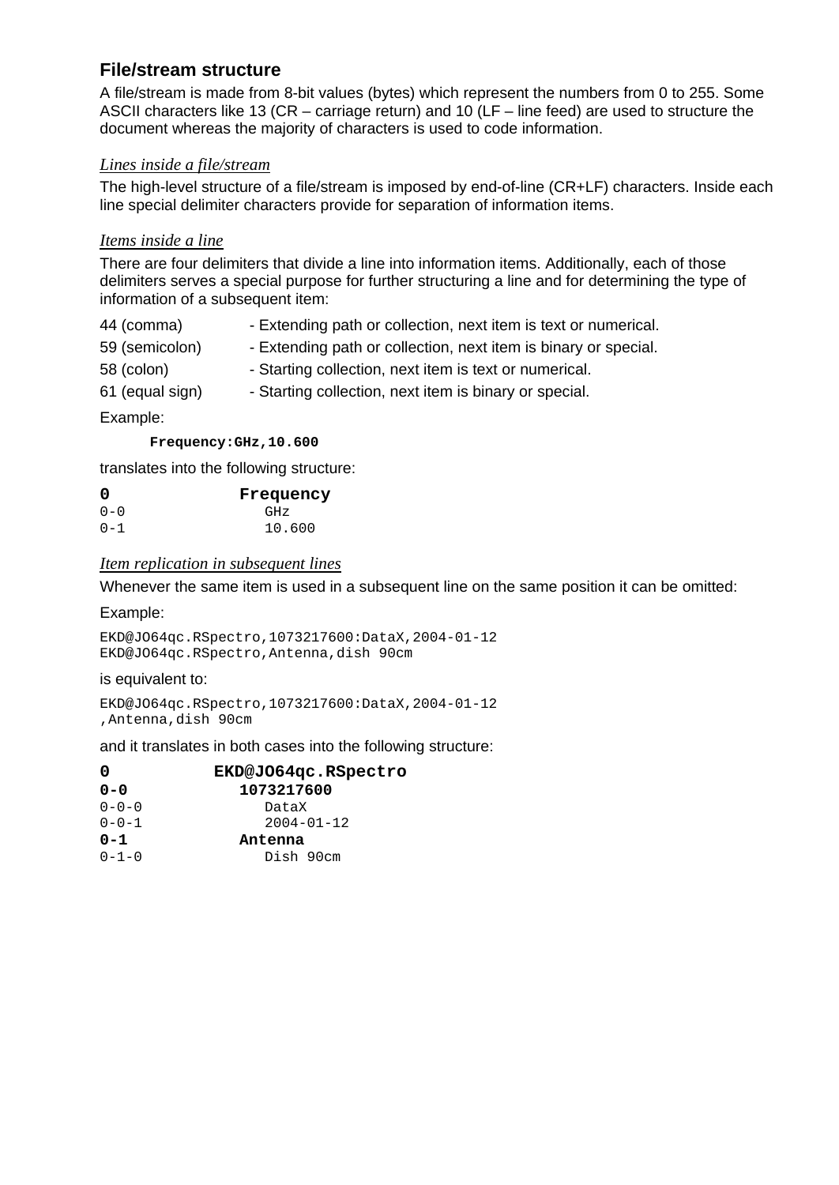## File/stream structure

A file/stream is made from 8-bit values (bytes) which represent the numbers from 0 to 255. Some ASCII characters like 13 (CR – carriage return) and 10 (LF – line feed) are used to structure the document whereas the majority of characters is used to code information.

### *Lines inside a file/stream*

The high-level structure of a file/stream is imposed by end-of-line (CR+LF) characters. Inside each line special delimiter characters provide for separation of information items.

### *Items inside a line*

There are four delimiters that divide a line into information items. Additionally, each of those delimiters serves a special purpose for further structuring a line and for determining the type of information of a subsequent item:

44 (comma) - Extending path or collection, next item is text or numerical.

59 (semicolon) - Extending path or collection, next item is binary or special.

58 (colon) - Starting collection, next item is text or numerical.

61 (equal sign) - Starting collection, next item is binary or special.

Example:

```
Frequency:GHz,10.600
```

translates into the following structure:

```
0           Frequency
0-0           GHz
0-1           10.600
```

### *Item replication in subsequent lines*

Whenever the same item is used in a subsequent line on the same position it can be omitted:

Example:

```
EKD@JO64qc.RSpectro,1073217600:DataX,2004-01-12
EKD@JO64qc.RSpectro,Antenna,dish 90cm
```

is equivalent to:

```
EKD@JO64qc.RSpectro,1073217600:DataX,2004-01-12
,Antenna,dish 90cm
```

and it translates in both cases into the following structure:

```
0         EKD@JO64qc.RSpectro
0-0         1073217600
0-0-0         DataX
0-0-1         2004-01-12
0-1         Antenna
0-1-0         Dish 90cm
```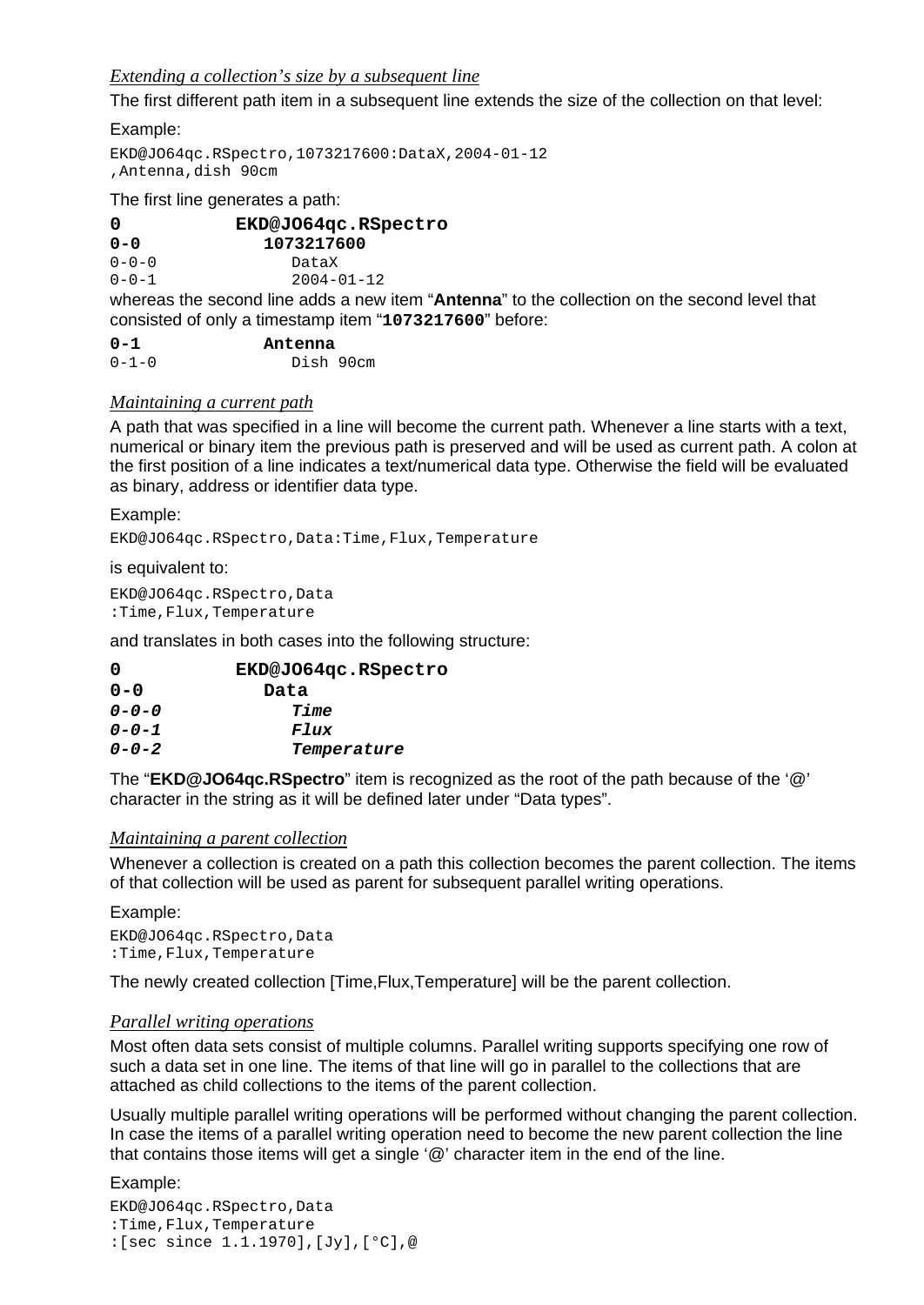### *Extending a collection's size by a subsequent line*

The first different path item in a subsequent line extends the size of the collection on that level:

Example:

```
EKD@JO64qc.RSpectro,1073217600:DataX,2004-01-12
,Antenna,dish 90cm
```

The first line generates a path:

```
0           EKD@JO64qc.RSpectro
0-0           1073217600
0-0-0           DataX
0-0-1           2004-01-12
```

whereas the second line adds a new item "**Antenna**" to the collection on the second level that consisted of only a timestamp item "**1073217600**" before:

```
0-1           Antenna
0-1-0           Dish 90cm
```

### *Maintaining a current path*

A path that was specified in a line will become the current path. Whenever a line starts with a text, numerical or binary item the previous path is preserved and will be used as current path. A colon at the first position of a line indicates a text/numerical data type. Otherwise the field will be evaluated as binary, address or identifier data type.

Example:

```
EKD@JO64qc.RSpectro,Data:Time,Flux,Temperature
```

is equivalent to:

```
EKD@JO64qc.RSpectro,Data
:Time,Flux,Temperature
```

and translates in both cases into the following structure:

```
0           EKD@JO64qc.RSpectro
0-0           Data
0-0-0           Time
0-0-1           Flux
0-0-2           Temperature
```

The "**EKD@JO64qc.RSpectro**" item is recognized as the root of the path because of the '@' character in the string as it will be defined later under "Data types".

### *Maintaining a parent collection*

Whenever a collection is created on a path this collection becomes the parent collection. The items of that collection will be used as parent for subsequent parallel writing operations.

Example:

```
EKD@JO64qc.RSpectro,Data
:Time,Flux,Temperature
```

The newly created collection [Time,Flux,Temperature] will be the parent collection.

### *Parallel writing operations*

Most often data sets consist of multiple columns. Parallel writing supports specifying one row of such a data set in one line. The items of that line will go in parallel to the collections that are attached as child collections to the items of the parent collection.

Usually multiple parallel writing operations will be performed without changing the parent collection. In case the items of a parallel writing operation need to become the new parent collection the line that contains those items will get a single '@' character item in the end of the line.

Example:

```
EKD@JO64qc.RSpectro,Data
:Time,Flux,Temperature
:[sec since 1.1.1970],[Jy],[°C],@
```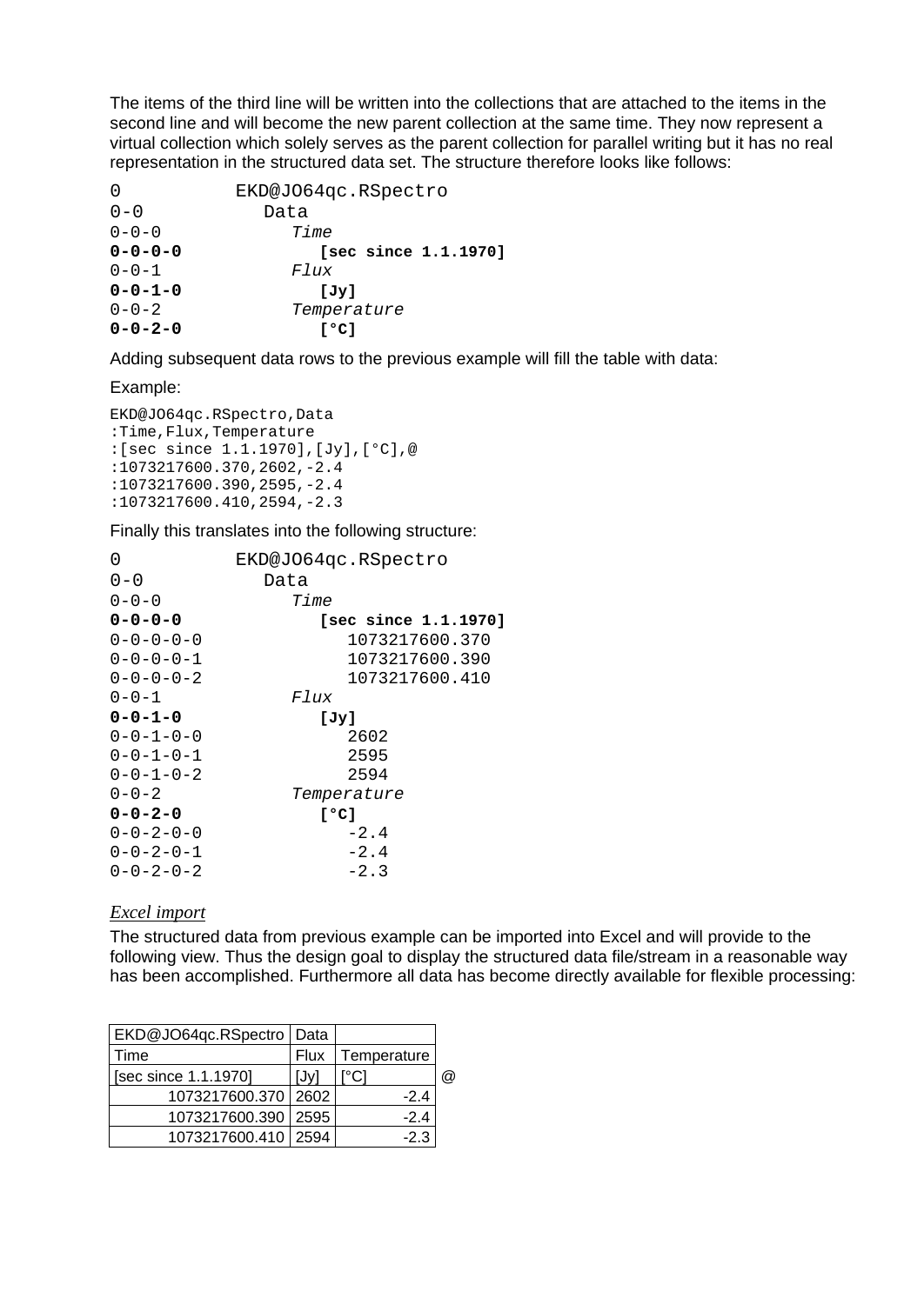The items of the third line will be written into the collections that are attached to the items in the second line and will become the new parent collection at the same time. They now represent a virtual collection which solely serves as the parent collection for parallel writing but it has no real representation in the structured data set. The structure therefore looks like follows:

```
0           EKD@JO64qc.RSpectro
0-0            Data
0-0-0             Time
0-0-0-0              [sec since 1.1.1970]
0-0-1             Flux
0-0-1-0              [Jy]
0-0-2             Temperature
0-0-2-0              [°C]
```

Adding subsequent data rows to the previous example will fill the table with data:

Example:

```
EKD@JO64qc.RSpectro,Data
:Time,Flux,Temperature
:[sec since 1.1.1970],[Jy],[°C],@
:1073217600.370,2602,-2.4
:1073217600.390,2595,-2.4
:1073217600.410,2594,-2.3
```

Finally this translates into the following structure:

```
0           EKD@JO64qc.RSpectro
0-0            Data
0-0-0             Time
0-0-0-0              [sec since 1.1.1970]
0-0-0-0-0               1073217600.370
0-0-0-0-1               1073217600.390
0-0-0-0-2               1073217600.410
0-0-1             Flux
0-0-1-0              [Jy]
0-0-1-0-0               2602
0-0-1-0-1               2595
0-0-1-0-2               2594
0-0-2             Temperature
0-0-2-0              [°C]
0-0-2-0-0               -2.4
0-0-2-0-1               -2.4
0-0-2-0-2               -2.3
```

*Excel import*

The structured data from previous example can be imported into Excel and will provide to the following view. Thus the design goal to display the structured data file/stream in a reasonable way has been accomplished. Furthermore all data has become directly available for flexible processing:

| EKD@JO64qc.RSpectro | Data | | |
|---|---|---|---|
| Time | Flux | Temperature | |
| [sec since 1.1.1970] | [Jy] | [°C] | @ |
| 1073217600.370 | 2602 | -2.4 | |
| 1073217600.390 | 2595 | -2.4 | |
| 1073217600.410 | 2594 | -2.3 | |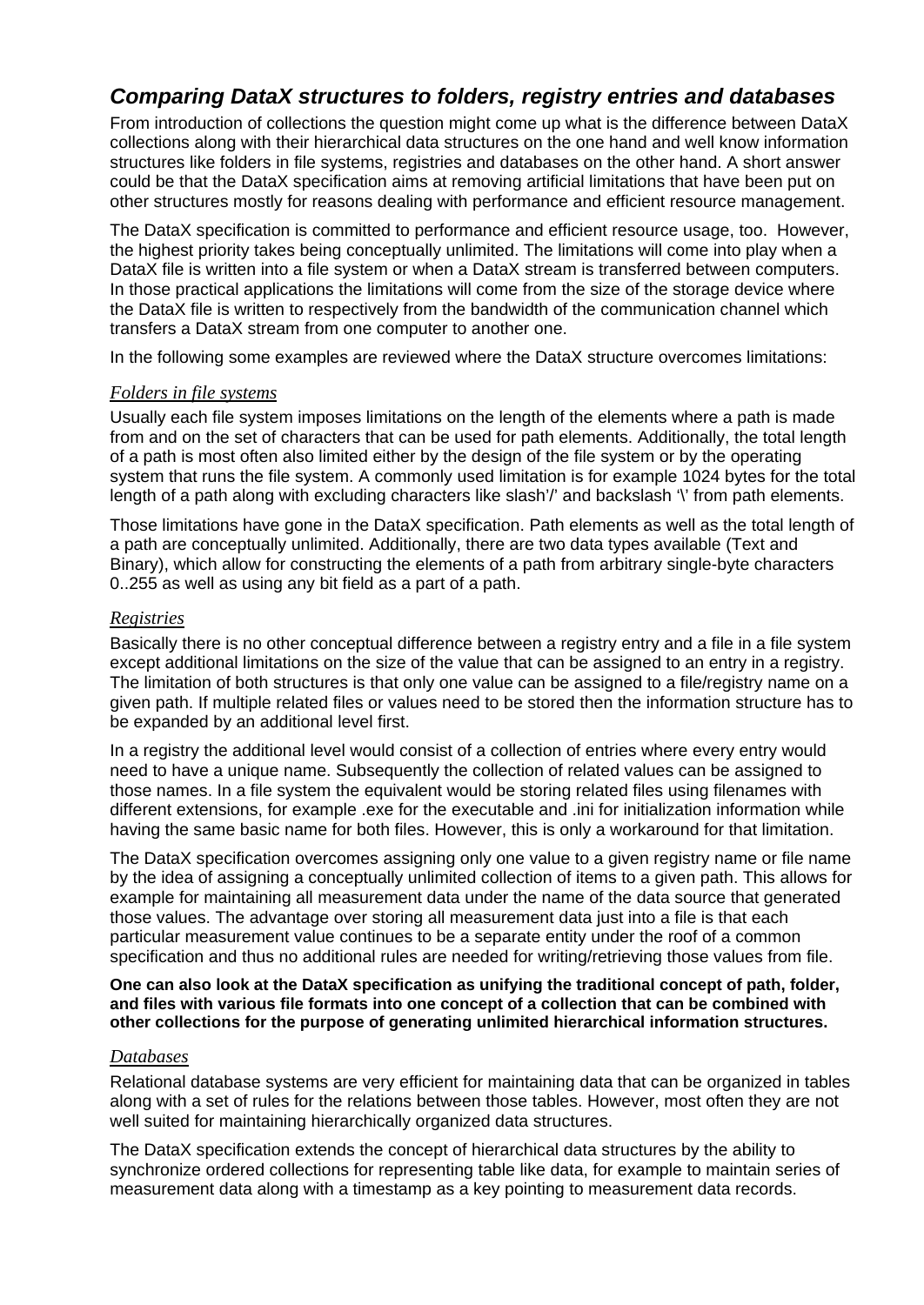## *Comparing DataX structures to folders, registry entries and databases*

From introduction of collections the question might come up what is the difference between DataX collections along with their hierarchical data structures on the one hand and well know information structures like folders in file systems, registries and databases on the other hand. A short answer could be that the DataX specification aims at removing artificial limitations that have been put on other structures mostly for reasons dealing with performance and efficient resource management.

The DataX specification is committed to performance and efficient resource usage, too. However, the highest priority takes being conceptually unlimited. The limitations will come into play when a DataX file is written into a file system or when a DataX stream is transferred between computers. In those practical applications the limitations will come from the size of the storage device where the DataX file is written to respectively from the bandwidth of the communication channel which transfers a DataX stream from one computer to another one.

In the following some examples are reviewed where the DataX structure overcomes limitations:

### *Folders in file systems*

Usually each file system imposes limitations on the length of the elements where a path is made from and on the set of characters that can be used for path elements. Additionally, the total length of a path is most often also limited either by the design of the file system or by the operating system that runs the file system. A commonly used limitation is for example 1024 bytes for the total length of a path along with excluding characters like slash'/' and backslash '\' from path elements.

Those limitations have gone in the DataX specification. Path elements as well as the total length of a path are conceptually unlimited. Additionally, there are two data types available (Text and Binary), which allow for constructing the elements of a path from arbitrary single-byte characters 0..255 as well as using any bit field as a part of a path.

### *Registries*

Basically there is no other conceptual difference between a registry entry and a file in a file system except additional limitations on the size of the value that can be assigned to an entry in a registry. The limitation of both structures is that only one value can be assigned to a file/registry name on a given path. If multiple related files or values need to be stored then the information structure has to be expanded by an additional level first.

In a registry the additional level would consist of a collection of entries where every entry would need to have a unique name. Subsequently the collection of related values can be assigned to those names. In a file system the equivalent would be storing related files using filenames with different extensions, for example .exe for the executable and .ini for initialization information while having the same basic name for both files. However, this is only a workaround for that limitation.

The DataX specification overcomes assigning only one value to a given registry name or file name by the idea of assigning a conceptually unlimited collection of items to a given path. This allows for example for maintaining all measurement data under the name of the data source that generated those values. The advantage over storing all measurement data just into a file is that each particular measurement value continues to be a separate entity under the roof of a common specification and thus no additional rules are needed for writing/retrieving those values from file.

**One can also look at the DataX specification as unifying the traditional concept of path, folder, and files with various file formats into one concept of a collection that can be combined with other collections for the purpose of generating unlimited hierarchical information structures.**

### *Databases*

Relational database systems are very efficient for maintaining data that can be organized in tables along with a set of rules for the relations between those tables. However, most often they are not well suited for maintaining hierarchically organized data structures.

The DataX specification extends the concept of hierarchical data structures by the ability to synchronize ordered collections for representing table like data, for example to maintain series of measurement data along with a timestamp as a key pointing to measurement data records.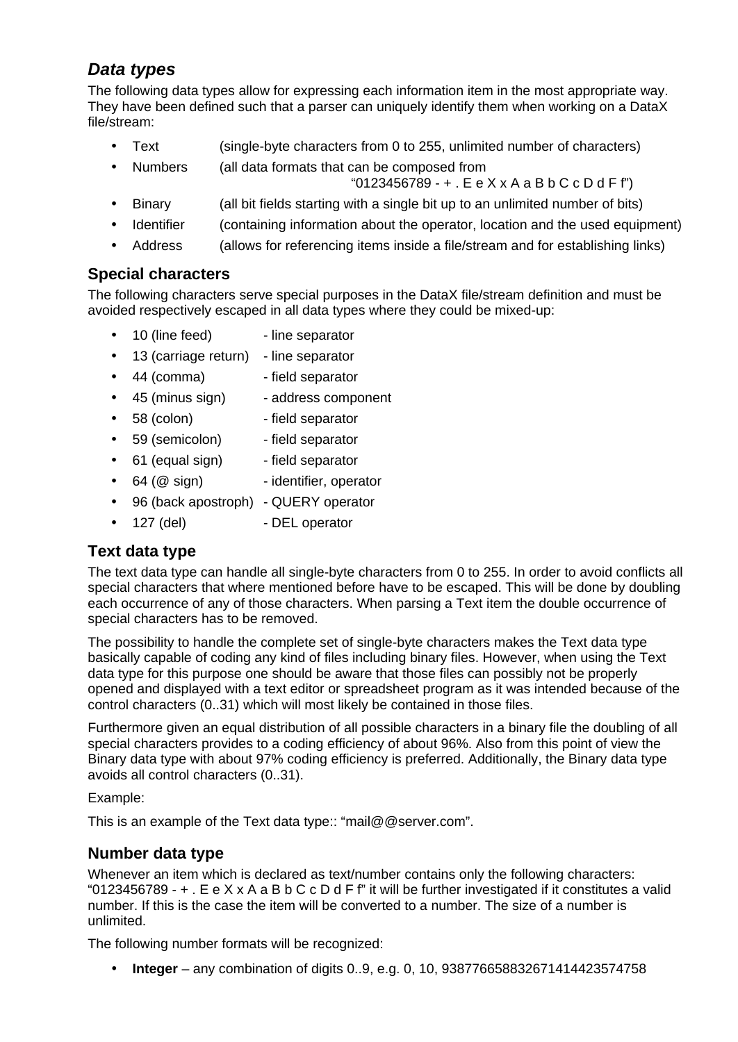## *Data types*

The following data types allow for expressing each information item in the most appropriate way. They have been defined such that a parser can uniquely identify them when working on a DataX file/stream:

- Text (single-byte characters from 0 to 255, unlimited number of characters)
- Numbers (all data formats that can be composed from "0123456789 - + . E e X x A a B b C c D d F f")
- Binary (all bit fields starting with a single bit up to an unlimited number of bits)
- Identifier (containing information about the operator, location and the used equipment)
- Address (allows for referencing items inside a file/stream and for establishing links)

### Special characters

The following characters serve special purposes in the DataX file/stream definition and must be avoided respectively escaped in all data types where they could be mixed-up:

- 10 (line feed) - line separator
- 13 (carriage return) - line separator
- 44 (comma) - field separator
- 45 (minus sign) - address component
- 58 (colon) - field separator
- 59 (semicolon) - field separator
- 61 (equal sign) - field separator
- 64 (@ sign) - identifier, operator
- 96 (back apostroph) - QUERY operator
- 127 (del) - DEL operator

### Text data type

The text data type can handle all single-byte characters from 0 to 255. In order to avoid conflicts all special characters that where mentioned before have to be escaped. This will be done by doubling each occurrence of any of those characters. When parsing a Text item the double occurrence of special characters has to be removed.

The possibility to handle the complete set of single-byte characters makes the Text data type basically capable of coding any kind of files including binary files. However, when using the Text data type for this purpose one should be aware that those files can possibly not be properly opened and displayed with a text editor or spreadsheet program as it was intended because of the control characters (0..31) which will most likely be contained in those files.

Furthermore given an equal distribution of all possible characters in a binary file the doubling of all special characters provides to a coding efficiency of about 96%. Also from this point of view the Binary data type with about 97% coding efficiency is preferred. Additionally, the Binary data type avoids all control characters (0..31).

Example:

This is an example of the Text data type:: "mail@@server.com".

### Number data type

Whenever an item which is declared as text/number contains only the following characters: "0123456789 - + . E e X x A a B b C c D d F f" it will be further investigated if it constitutes a valid number. If this is the case the item will be converted to a number. The size of a number is unlimited.

The following number formats will be recognized:

- **Integer** – any combination of digits 0..9, e.g. 0, 10, 93877665883267141442357475​8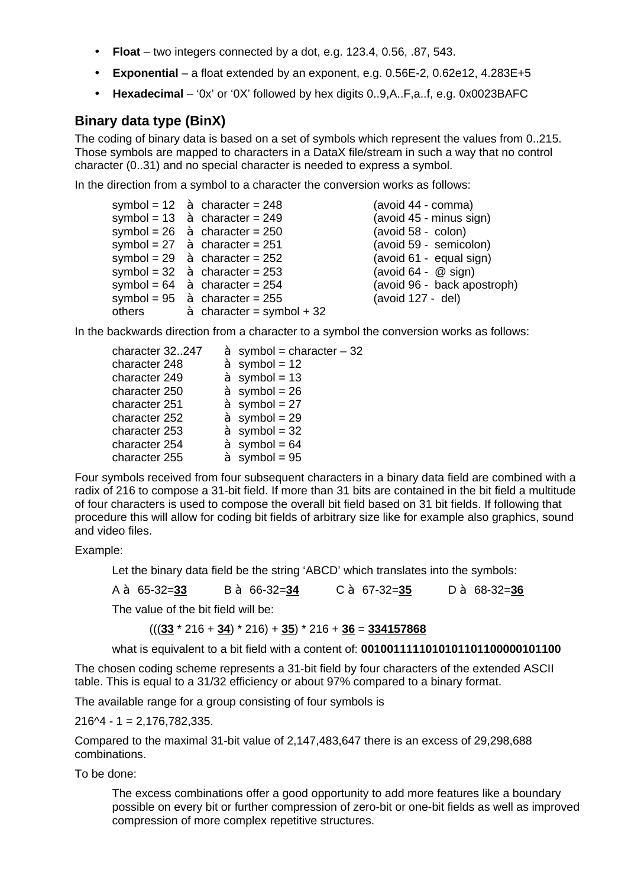- **Float** – two integers connected by a dot, e.g. 123.4, 0.56, .87, 543.
- **Exponential** – a float extended by an exponent, e.g. 0.56E-2, 0.62e12, 4.283E+5
- **Hexadecimal** – '0x' or '0X' followed by hex digits 0..9,A..F,a..f, e.g. 0x0023BAFC

### Binary data type (BinX)

The coding of binary data is based on a set of symbols which represent the values from 0..215. Those symbols are mapped to characters in a DataX file/stream in such a way that no control character (0..31) and no special character is needed to express a symbol.

In the direction from a symbol to a character the conversion works as follows:

| Symbol | | Character | Note |
|---|---|---|---|
| symbol = 12 | à | character = 248 | (avoid 44 - comma) |
| symbol = 13 | à | character = 249 | (avoid 45 - minus sign) |
| symbol = 26 | à | character = 250 | (avoid 58 - colon) |
| symbol = 27 | à | character = 251 | (avoid 59 - semicolon) |
| symbol = 29 | à | character = 252 | (avoid 61 - equal sign) |
| symbol = 32 | à | character = 253 | (avoid 64 - @ sign) |
| symbol = 64 | à | character = 254 | (avoid 96 - back apostroph) |
| symbol = 95 | à | character = 255 | (avoid 127 - del) |
| others | à | character = symbol + 32 | |

In the backwards direction from a character to a symbol the conversion works as follows:

| Character | | Symbol |
|---|---|---|
| character 32..247 | à | symbol = character – 32 |
| character 248 | à | symbol = 12 |
| character 249 | à | symbol = 13 |
| character 250 | à | symbol = 26 |
| character 251 | à | symbol = 27 |
| character 252 | à | symbol = 29 |
| character 253 | à | symbol = 32 |
| character 254 | à | symbol = 64 |
| character 255 | à | symbol = 95 |

Four symbols received from four subsequent characters in a binary data field are combined with a radix of 216 to compose a 31-bit field. If more than 31 bits are contained in the bit field a multitude of four characters is used to compose the overall bit field based on 31 bit fields. If following that procedure this will allow for coding bit fields of arbitrary size like for example also graphics, sound and video files.

Example:

Let the binary data field be the string 'ABCD' which translates into the symbols:

A à 65-32=**33**    B à 66-32=**34**    C à 67-32=**35**    D à 68-32=**36**

The value of the bit field will be:

(((**33** * 216 + **34**) * 216) + **35**) * 216 + **36** = **334157868**

what is equivalent to a bit field with a content of: **0010011110101011011000000101100**

The chosen coding scheme represents a 31-bit field by four characters of the extended ASCII table. This is equal to a 31/32 efficiency or about 97% compared to a binary format.

The available range for a group consisting of four symbols is

216^4 - 1 = 2,176,782,335.

Compared to the maximal 31-bit value of 2,147,483,647 there is an excess of 29,298,688 combinations.

To be done:

The excess combinations offer a good opportunity to add more features like a boundary possible on every bit or further compression of zero-bit or one-bit fields as well as improved compression of more complex repetitive structures.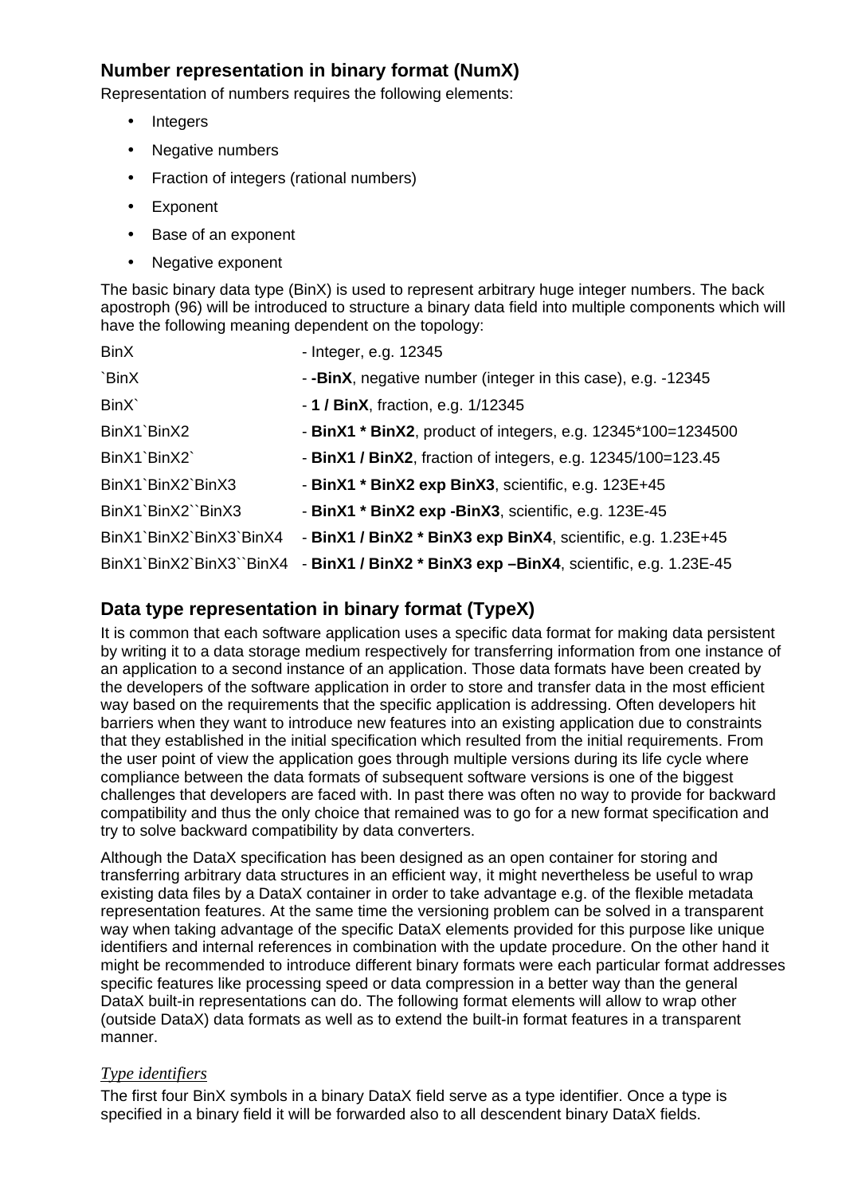## Number representation in binary format (NumX)

Representation of numbers requires the following elements:

- Integers
- Negative numbers
- Fraction of integers (rational numbers)
- Exponent
- Base of an exponent
- Negative exponent

The basic binary data type (BinX) is used to represent arbitrary huge integer numbers. The back apostroph (96) will be introduced to structure a binary data field into multiple components which will have the following meaning dependent on the topology:

| | |
|---|---|
| BinX | - Integer, e.g. 12345 |
| `BinX | - **-BinX**, negative number (integer in this case), e.g. -12345 |
| BinX` | - **1 / BinX**, fraction, e.g. 1/12345 |
| BinX1`BinX2 | - **BinX1 * BinX2**, product of integers, e.g. 12345*100=1234500 |
| BinX1`BinX2` | - **BinX1 / BinX2**, fraction of integers, e.g. 12345/100=123.45 |
| BinX1`BinX2`BinX3 | - **BinX1 * BinX2 exp BinX3**, scientific, e.g. 123E+45 |
| BinX1`BinX2``BinX3 | - **BinX1 * BinX2 exp -BinX3**, scientific, e.g. 123E-45 |
| BinX1`BinX2`BinX3`BinX4 | - **BinX1 / BinX2 * BinX3 exp BinX4**, scientific, e.g. 1.23E+45 |
| BinX1`BinX2`BinX3``BinX4 | - **BinX1 / BinX2 * BinX3 exp –BinX4**, scientific, e.g. 1.23E-45 |

## Data type representation in binary format (TypeX)

It is common that each software application uses a specific data format for making data persistent by writing it to a data storage medium respectively for transferring information from one instance of an application to a second instance of an application. Those data formats have been created by the developers of the software application in order to store and transfer data in the most efficient way based on the requirements that the specific application is addressing. Often developers hit barriers when they want to introduce new features into an existing application due to constraints that they established in the initial specification which resulted from the initial requirements. From the user point of view the application goes through multiple versions during its life cycle where compliance between the data formats of subsequent software versions is one of the biggest challenges that developers are faced with. In past there was often no way to provide for backward compatibility and thus the only choice that remained was to go for a new format specification and try to solve backward compatibility by data converters.

Although the DataX specification has been designed as an open container for storing and transferring arbitrary data structures in an efficient way, it might nevertheless be useful to wrap existing data files by a DataX container in order to take advantage e.g. of the flexible metadata representation features. At the same time the versioning problem can be solved in a transparent way when taking advantage of the specific DataX elements provided for this purpose like unique identifiers and internal references in combination with the update procedure. On the other hand it might be recommended to introduce different binary formats were each particular format addresses specific features like processing speed or data compression in a better way than the general DataX built-in representations can do. The following format elements will allow to wrap other (outside DataX) data formats as well as to extend the built-in format features in a transparent manner.

### *Type identifiers*

The first four BinX symbols in a binary DataX field serve as a type identifier. Once a type is specified in a binary field it will be forwarded also to all descendent binary DataX fields.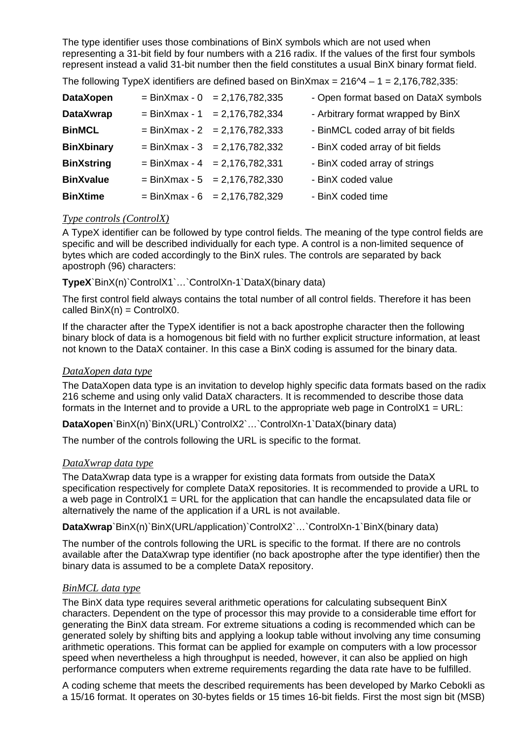The type identifier uses those combinations of BinX symbols which are not used when representing a 31-bit field by four numbers with a 216 radix. If the values of the first four symbols represent instead a valid 31-bit number then the field constitutes a usual BinX binary format field.

The following TypeX identifiers are defined based on BinXmax = 216^4 – 1 = 2,176,782,335:

| | | | |
|---|---|---|---|
| **DataXopen** | = BinXmax - 0 | = 2,176,782,335 | - Open format based on DataX symbols |
| **DataXwrap** | = BinXmax - 1 | = 2,176,782,334 | - Arbitrary format wrapped by BinX |
| **BinMCL** | = BinXmax - 2 | = 2,176,782,333 | - BinMCL coded array of bit fields |
| **BinXbinary** | = BinXmax - 3 | = 2,176,782,332 | - BinX coded array of bit fields |
| **BinXstring** | = BinXmax - 4 | = 2,176,782,331 | - BinX coded array of strings |
| **BinXvalue** | = BinXmax - 5 | = 2,176,782,330 | - BinX coded value |
| **BinXtime** | = BinXmax - 6 | = 2,176,782,329 | - BinX coded time |

### *Type controls (ControlX)*

A TypeX identifier can be followed by type control fields. The meaning of the type control fields are specific and will be described individually for each type. A control is a non-limited sequence of bytes which are coded accordingly to the BinX rules. The controls are separated by back apostroph (96) characters:

**TypeX**`BinX(n)`ControlX1`…`ControlXn-1`DataX(binary data)

The first control field always contains the total number of all control fields. Therefore it has been called BinX(n) = ControlX0.

If the character after the TypeX identifier is not a back apostrophe character then the following binary block of data is a homogenous bit field with no further explicit structure information, at least not known to the DataX container. In this case a BinX coding is assumed for the binary data.

### *DataXopen data type*

The DataXopen data type is an invitation to develop highly specific data formats based on the radix 216 scheme and using only valid DataX characters. It is recommended to describe those data formats in the Internet and to provide a URL to the appropriate web page in ControlX1 = URL:

**DataXopen**`BinX(n)`BinX(URL)`ControlX2`…`ControlXn-1`DataX(binary data)

The number of the controls following the URL is specific to the format.

### *DataXwrap data type*

The DataXwrap data type is a wrapper for existing data formats from outside the DataX specification respectively for complete DataX repositories. It is recommended to provide a URL to a web page in ControlX1 = URL for the application that can handle the encapsulated data file or alternatively the name of the application if a URL is not available.

**DataXwrap**`BinX(n)`BinX(URL/application)`ControlX2`…`ControlXn-1`BinX(binary data)

The number of the controls following the URL is specific to the format. If there are no controls available after the DataXwrap type identifier (no back apostrophe after the type identifier) then the binary data is assumed to be a complete DataX repository.

### *BinMCL data type*

The BinX data type requires several arithmetic operations for calculating subsequent BinX characters. Dependent on the type of processor this may provide to a considerable time effort for generating the BinX data stream. For extreme situations a coding is recommended which can be generated solely by shifting bits and applying a lookup table without involving any time consuming arithmetic operations. This format can be applied for example on computers with a low processor speed when nevertheless a high throughput is needed, however, it can also be applied on high performance computers when extreme requirements regarding the data rate have to be fulfilled.

A coding scheme that meets the described requirements has been developed by Marko Cebokli as a 15/16 format. It operates on 30-bytes fields or 15 times 16-bit fields. First the most sign bit (MSB)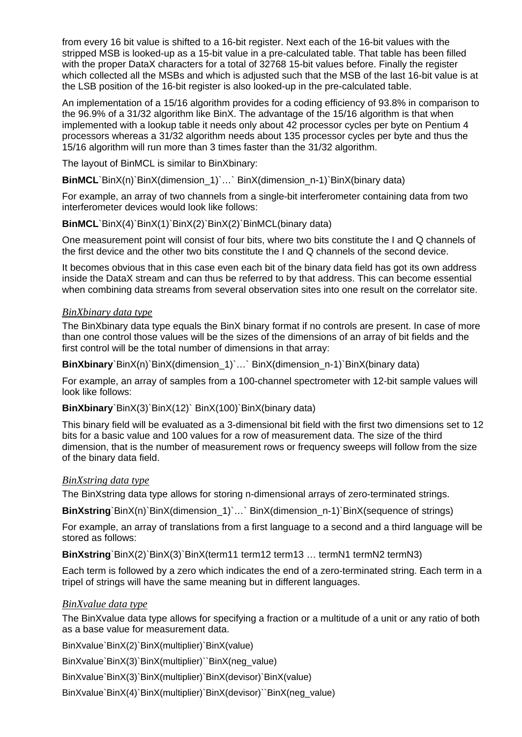from every 16 bit value is shifted to a 16-bit register. Next each of the 16-bit values with the stripped MSB is looked-up as a 15-bit value in a pre-calculated table. That table has been filled with the proper DataX characters for a total of 32768 15-bit values before. Finally the register which collected all the MSBs and which is adjusted such that the MSB of the last 16-bit value is at the LSB position of the 16-bit register is also looked-up in the pre-calculated table.

An implementation of a 15/16 algorithm provides for a coding efficiency of 93.8% in comparison to the 96.9% of a 31/32 algorithm like BinX. The advantage of the 15/16 algorithm is that when implemented with a lookup table it needs only about 42 processor cycles per byte on Pentium 4 processors whereas a 31/32 algorithm needs about 135 processor cycles per byte and thus the 15/16 algorithm will run more than 3 times faster than the 31/32 algorithm.

The layout of BinMCL is similar to BinXbinary:

**BinMCL**`BinX(n)`BinX(dimension_1)`…` BinX(dimension_n-1)`BinX(binary data)

For example, an array of two channels from a single-bit interferometer containing data from two interferometer devices would look like follows:

**BinMCL**`BinX(4)`BinX(1)`BinX(2)`BinX(2)`BinMCL(binary data)

One measurement point will consist of four bits, where two bits constitute the I and Q channels of the first device and the other two bits constitute the I and Q channels of the second device.

It becomes obvious that in this case even each bit of the binary data field has got its own address inside the DataX stream and can thus be referred to by that address. This can become essential when combining data streams from several observation sites into one result on the correlator site.

### *BinXbinary data type*

The BinXbinary data type equals the BinX binary format if no controls are present. In case of more than one control those values will be the sizes of the dimensions of an array of bit fields and the first control will be the total number of dimensions in that array:

**BinXbinary**`BinX(n)`BinX(dimension_1)`…` BinX(dimension_n-1)`BinX(binary data)

For example, an array of samples from a 100-channel spectrometer with 12-bit sample values will look like follows:

**BinXbinary**`BinX(3)`BinX(12)` BinX(100)`BinX(binary data)

This binary field will be evaluated as a 3-dimensional bit field with the first two dimensions set to 12 bits for a basic value and 100 values for a row of measurement data. The size of the third dimension, that is the number of measurement rows or frequency sweeps will follow from the size of the binary data field.

### *BinXstring data type*

The BinXstring data type allows for storing n-dimensional arrays of zero-terminated strings.

**BinXstring**`BinX(n)`BinX(dimension_1)`…` BinX(dimension_n-1)`BinX(sequence of strings)

For example, an array of translations from a first language to a second and a third language will be stored as follows:

**BinXstring**`BinX(2)`BinX(3)`BinX(term11 term12 term13 … termN1 termN2 termN3)

Each term is followed by a zero which indicates the end of a zero-terminated string. Each term in a tripel of strings will have the same meaning but in different languages.

### *BinXvalue data type*

The BinXvalue data type allows for specifying a fraction or a multitude of a unit or any ratio of both as a base value for measurement data.

BinXvalue`BinX(2)`BinX(multiplier)`BinX(value)

BinXvalue`BinX(3)`BinX(multiplier)``BinX(neg_value)

BinXvalue`BinX(3)`BinX(multiplier)`BinX(devisor)`BinX(value)

BinXvalue`BinX(4)`BinX(multiplier)`BinX(devisor)``BinX(neg_value)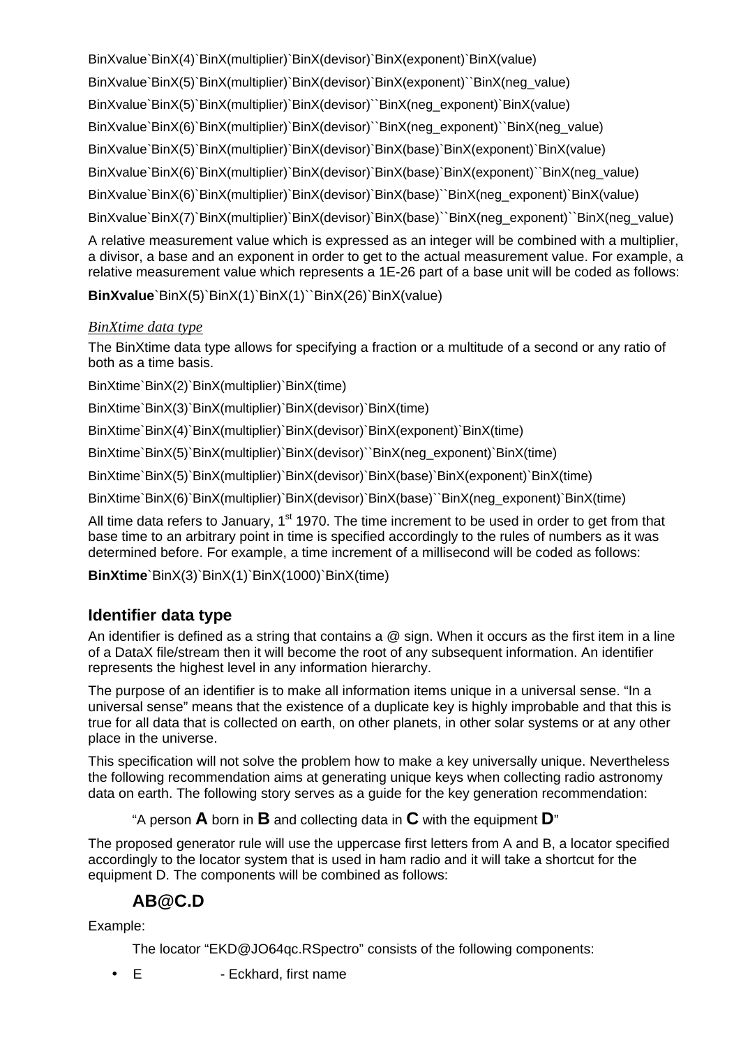BinXvalue`BinX(4)`BinX(multiplier)`BinX(devisor)`BinX(exponent)`BinX(value)

BinXvalue`BinX(5)`BinX(multiplier)`BinX(devisor)`BinX(exponent)``BinX(neg_value)

BinXvalue`BinX(5)`BinX(multiplier)`BinX(devisor)``BinX(neg_exponent)`BinX(value)

BinXvalue`BinX(6)`BinX(multiplier)`BinX(devisor)``BinX(neg_exponent)``BinX(neg_value)

BinXvalue`BinX(5)`BinX(multiplier)`BinX(devisor)`BinX(base)`BinX(exponent)`BinX(value)

BinXvalue`BinX(6)`BinX(multiplier)`BinX(devisor)`BinX(base)`BinX(exponent)``BinX(neg_value)

BinXvalue`BinX(6)`BinX(multiplier)`BinX(devisor)`BinX(base)``BinX(neg_exponent)`BinX(value)

BinXvalue`BinX(7)`BinX(multiplier)`BinX(devisor)`BinX(base)``BinX(neg_exponent)``BinX(neg_value)

A relative measurement value which is expressed as an integer will be combined with a multiplier, a divisor, a base and an exponent in order to get to the actual measurement value. For example, a relative measurement value which represents a 1E-26 part of a base unit will be coded as follows:

**BinXvalue**`BinX(5)`BinX(1)`BinX(1)``BinX(26)`BinX(value)

*BinXtime data type*

The BinXtime data type allows for specifying a fraction or a multitude of a second or any ratio of both as a time basis.

BinXtime`BinX(2)`BinX(multiplier)`BinX(time)

BinXtime`BinX(3)`BinX(multiplier)`BinX(devisor)`BinX(time)

BinXtime`BinX(4)`BinX(multiplier)`BinX(devisor)`BinX(exponent)`BinX(time)

BinXtime`BinX(5)`BinX(multiplier)`BinX(devisor)``BinX(neg_exponent)`BinX(time)

BinXtime`BinX(5)`BinX(multiplier)`BinX(devisor)`BinX(base)`BinX(exponent)`BinX(time)

BinXtime`BinX(6)`BinX(multiplier)`BinX(devisor)`BinX(base)``BinX(neg_exponent)`BinX(time)

All time data refers to January, 1st 1970. The time increment to be used in order to get from that base time to an arbitrary point in time is specified accordingly to the rules of numbers as it was determined before. For example, a time increment of a millisecond will be coded as follows:

**BinXtime**`BinX(3)`BinX(1)`BinX(1000)`BinX(time)

## Identifier data type

An identifier is defined as a string that contains a @ sign. When it occurs as the first item in a line of a DataX file/stream then it will become the root of any subsequent information. An identifier represents the highest level in any information hierarchy.

The purpose of an identifier is to make all information items unique in a universal sense. “In a universal sense” means that the existence of a duplicate key is highly improbable and that this is true for all data that is collected on earth, on other planets, in other solar systems or at any other place in the universe.

This specification will not solve the problem how to make a key universally unique. Nevertheless the following recommendation aims at generating unique keys when collecting radio astronomy data on earth. The following story serves as a guide for the key generation recommendation:

> “A person **A** born in **B** and collecting data in **C** with the equipment **D**”

The proposed generator rule will use the uppercase first letters from A and B, a locator specified accordingly to the locator system that is used in ham radio and it will take a shortcut for the equipment D. The components will be combined as follows:

> **AB@C.D**

Example:

> The locator “EKD@JO64qc.RSpectro” consists of the following components:

- E - Eckhard, first name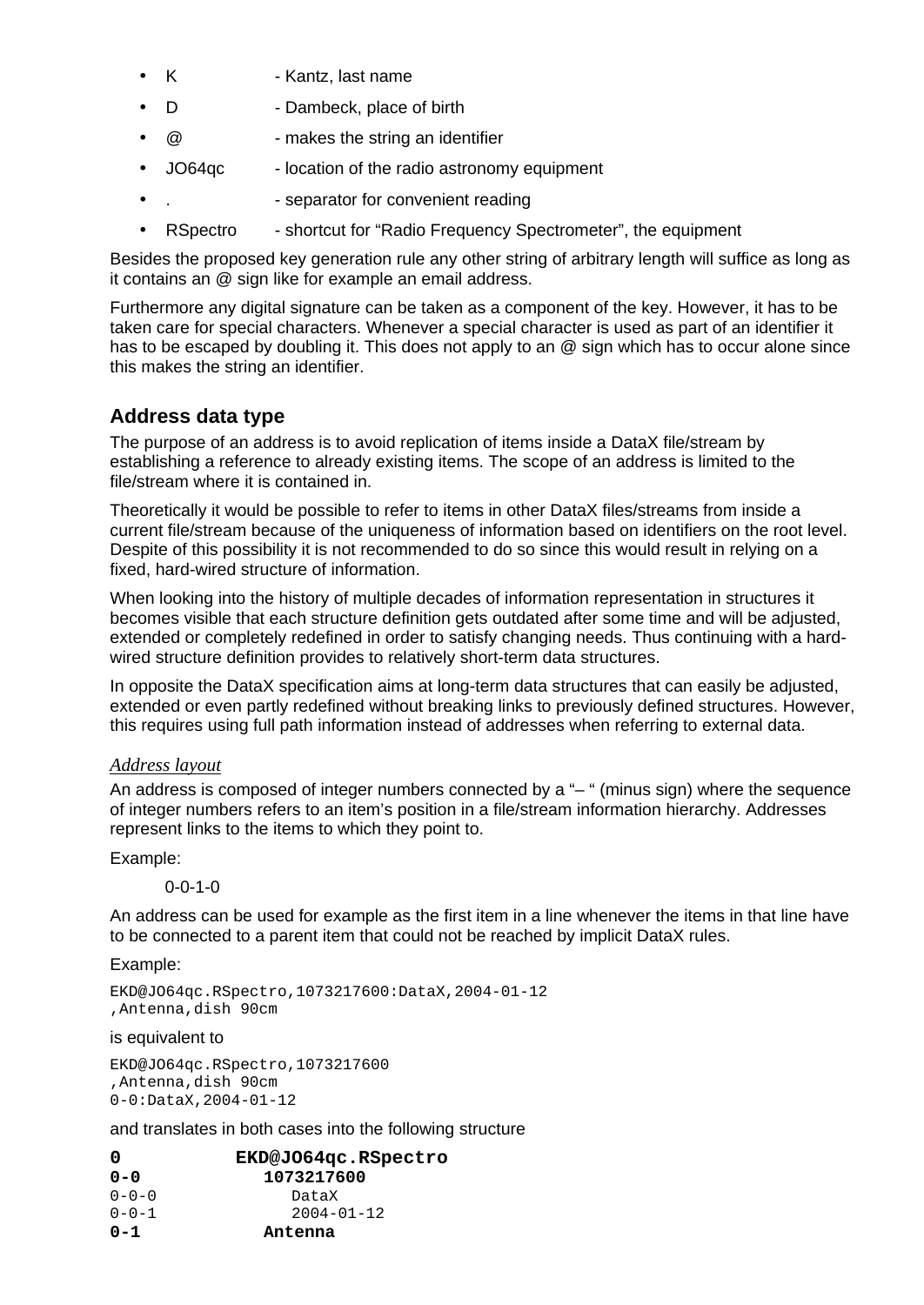- K - Kantz, last name
- D - Dambeck, place of birth
- @ - makes the string an identifier
- JO64qc - location of the radio astronomy equipment
- . - separator for convenient reading
- RSpectro - shortcut for “Radio Frequency Spectrometer”, the equipment

Besides the proposed key generation rule any other string of arbitrary length will suffice as long as it contains an @ sign like for example an email address.

Furthermore any digital signature can be taken as a component of the key. However, it has to be taken care for special characters. Whenever a special character is used as part of an identifier it has to be escaped by doubling it. This does not apply to an @ sign which has to occur alone since this makes the string an identifier.

## Address data type

The purpose of an address is to avoid replication of items inside a DataX file/stream by establishing a reference to already existing items. The scope of an address is limited to the file/stream where it is contained in.

Theoretically it would be possible to refer to items in other DataX files/streams from inside a current file/stream because of the uniqueness of information based on identifiers on the root level. Despite of this possibility it is not recommended to do so since this would result in relying on a fixed, hard-wired structure of information.

When looking into the history of multiple decades of information representation in structures it becomes visible that each structure definition gets outdated after some time and will be adjusted, extended or completely redefined in order to satisfy changing needs. Thus continuing with a hard-wired structure definition provides to relatively short-term data structures.

In opposite the DataX specification aims at long-term data structures that can easily be adjusted, extended or even partly redefined without breaking links to previously defined structures. However, this requires using full path information instead of addresses when referring to external data.

### *Address layout*

An address is composed of integer numbers connected by a “– “ (minus sign) where the sequence of integer numbers refers to an item’s position in a file/stream information hierarchy. Addresses represent links to the items to which they point to.

Example:

0-0-1-0

An address can be used for example as the first item in a line whenever the items in that line have to be connected to a parent item that could not be reached by implicit DataX rules.

Example:

```
EKD@JO64qc.RSpectro,1073217600:DataX,2004-01-12
,Antenna,dish 90cm
```

is equivalent to

```
EKD@JO64qc.RSpectro,1073217600
,Antenna,dish 90cm
0-0:DataX,2004-01-12
```

and translates in both cases into the following structure

```
0           EKD@JO64qc.RSpectro
0-0           1073217600
0-0-0           DataX
0-0-1           2004-01-12
0-1           Antenna
```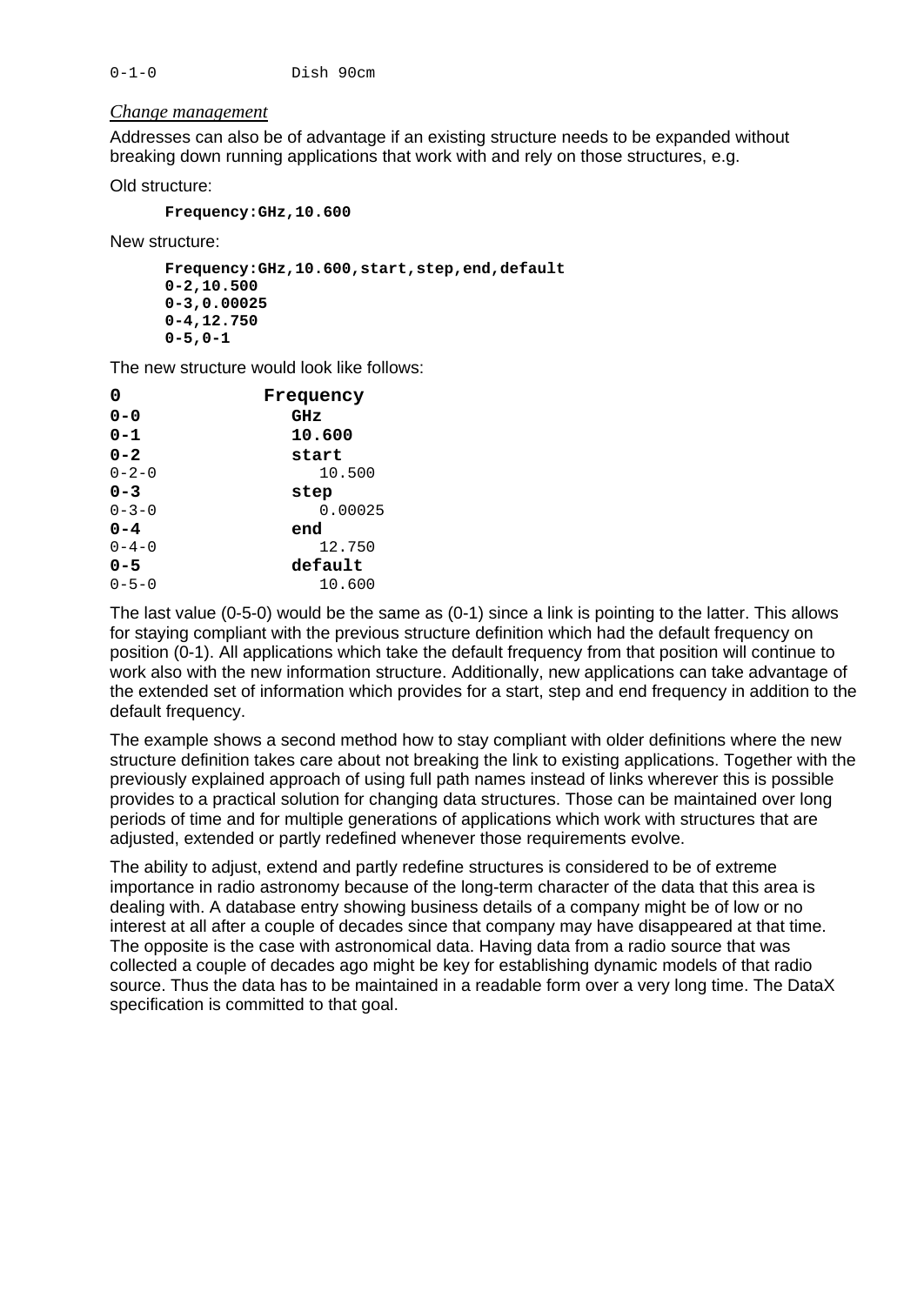```
0-1-0             Dish 90cm
```

*Change management*

Addresses can also be of advantage if an existing structure needs to be expanded without breaking down running applications that work with and rely on those structures, e.g.

Old structure:

```
Frequency:GHz,10.600
```

New structure:

```
Frequency:GHz,10.600,start,step,end,default
0-2,10.500
0-3,0.00025
0-4,12.750
0-5,0-1
```

The new structure would look like follows:

```
0             Frequency
0-0             GHz
0-1             10.600
0-2             start
0-2-0             10.500
0-3             step
0-3-0             0.00025
0-4             end
0-4-0             12.750
0-5             default
0-5-0             10.600
```

The last value (0-5-0) would be the same as (0-1) since a link is pointing to the latter. This allows for staying compliant with the previous structure definition which had the default frequency on position (0-1). All applications which take the default frequency from that position will continue to work also with the new information structure. Additionally, new applications can take advantage of the extended set of information which provides for a start, step and end frequency in addition to the default frequency.

The example shows a second method how to stay compliant with older definitions where the new structure definition takes care about not breaking the link to existing applications. Together with the previously explained approach of using full path names instead of links wherever this is possible provides to a practical solution for changing data structures. Those can be maintained over long periods of time and for multiple generations of applications which work with structures that are adjusted, extended or partly redefined whenever those requirements evolve.

The ability to adjust, extend and partly redefine structures is considered to be of extreme importance in radio astronomy because of the long-term character of the data that this area is dealing with. A database entry showing business details of a company might be of low or no interest at all after a couple of decades since that company may have disappeared at that time. The opposite is the case with astronomical data. Having data from a radio source that was collected a couple of decades ago might be key for establishing dynamic models of that radio source. Thus the data has to be maintained in a readable form over a very long time. The DataX specification is committed to that goal.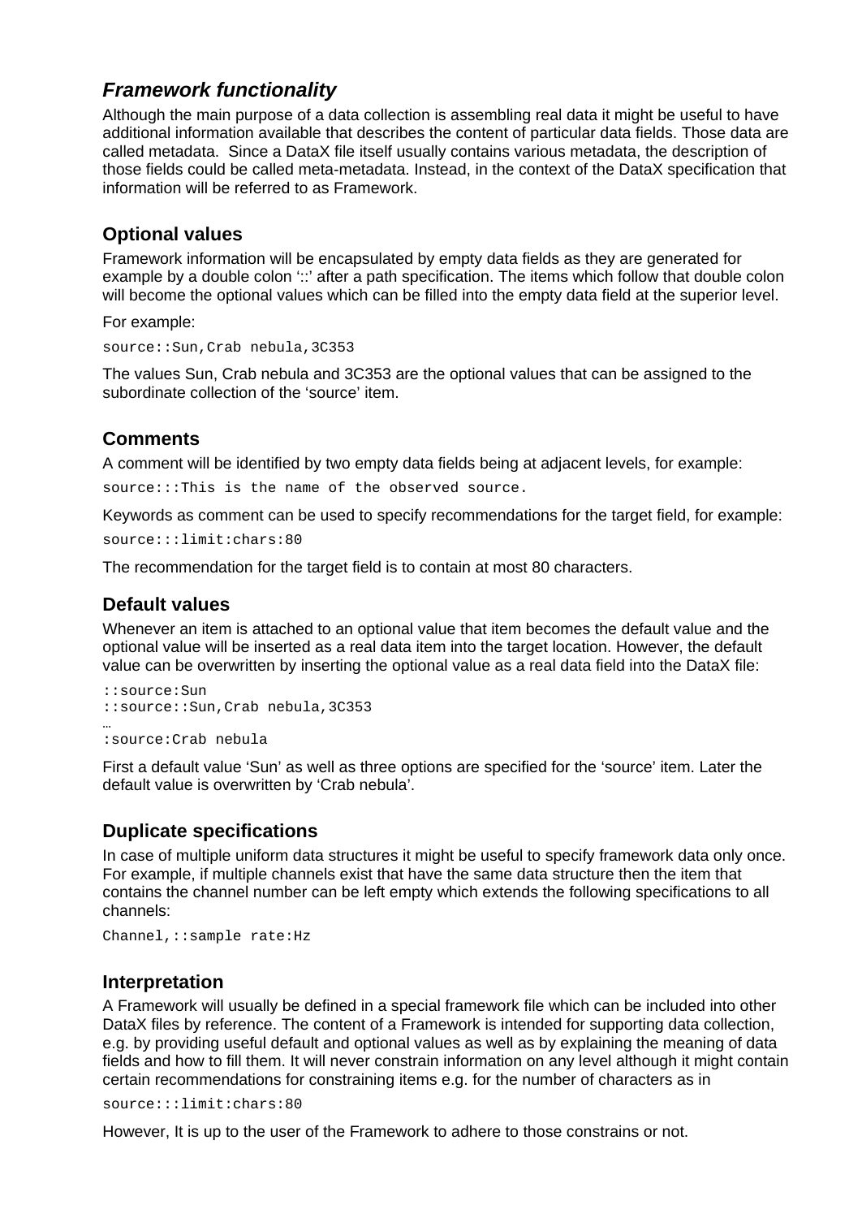## *Framework functionality*

Although the main purpose of a data collection is assembling real data it might be useful to have additional information available that describes the content of particular data fields. Those data are called metadata. Since a DataX file itself usually contains various metadata, the description of those fields could be called meta-metadata. Instead, in the context of the DataX specification that information will be referred to as Framework.

### Optional values

Framework information will be encapsulated by empty data fields as they are generated for example by a double colon '::' after a path specification. The items which follow that double colon will become the optional values which can be filled into the empty data field at the superior level.

For example:

```
source::Sun,Crab nebula,3C353
```

The values Sun, Crab nebula and 3C353 are the optional values that can be assigned to the subordinate collection of the 'source' item.

### Comments

A comment will be identified by two empty data fields being at adjacent levels, for example:

```
source:::This is the name of the observed source.
```

Keywords as comment can be used to specify recommendations for the target field, for example:

```
source:::limit:chars:80
```

The recommendation for the target field is to contain at most 80 characters.

### Default values

Whenever an item is attached to an optional value that item becomes the default value and the optional value will be inserted as a real data item into the target location. However, the default value can be overwritten by inserting the optional value as a real data field into the DataX file:

```
::source:Sun
::source::Sun,Crab nebula,3C353
…
:source:Crab nebula
```

First a default value 'Sun' as well as three options are specified for the 'source' item. Later the default value is overwritten by 'Crab nebula'.

### Duplicate specifications

In case of multiple uniform data structures it might be useful to specify framework data only once. For example, if multiple channels exist that have the same data structure then the item that contains the channel number can be left empty which extends the following specifications to all channels:

```
Channel,::sample rate:Hz
```

### Interpretation

A Framework will usually be defined in a special framework file which can be included into other DataX files by reference. The content of a Framework is intended for supporting data collection, e.g. by providing useful default and optional values as well as by explaining the meaning of data fields and how to fill them. It will never constrain information on any level although it might contain certain recommendations for constraining items e.g. for the number of characters as in

```
source:::limit:chars:80
```

However, It is up to the user of the Framework to adhere to those constrains or not.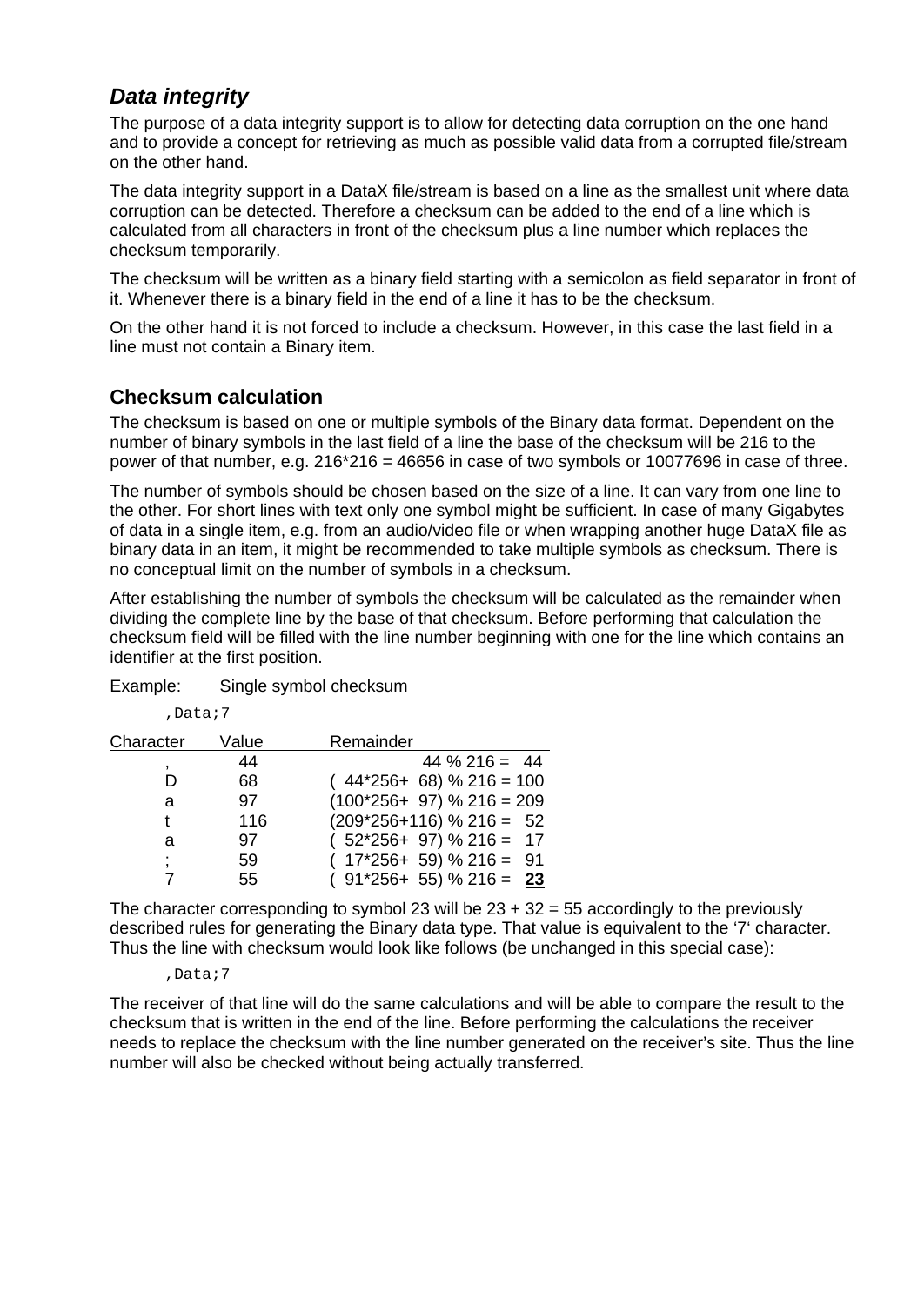## *Data integrity*

The purpose of a data integrity support is to allow for detecting data corruption on the one hand and to provide a concept for retrieving as much as possible valid data from a corrupted file/stream on the other hand.

The data integrity support in a DataX file/stream is based on a line as the smallest unit where data corruption can be detected. Therefore a checksum can be added to the end of a line which is calculated from all characters in front of the checksum plus a line number which replaces the checksum temporarily.

The checksum will be written as a binary field starting with a semicolon as field separator in front of it. Whenever there is a binary field in the end of a line it has to be the checksum.

On the other hand it is not forced to include a checksum. However, in this case the last field in a line must not contain a Binary item.

### Checksum calculation

The checksum is based on one or multiple symbols of the Binary data format. Dependent on the number of binary symbols in the last field of a line the base of the checksum will be 216 to the power of that number, e.g. 216*216 = 46656 in case of two symbols or 10077696 in case of three.

The number of symbols should be chosen based on the size of a line. It can vary from one line to the other. For short lines with text only one symbol might be sufficient. In case of many Gigabytes of data in a single item, e.g. from an audio/video file or when wrapping another huge DataX file as binary data in an item, it might be recommended to take multiple symbols as checksum. There is no conceptual limit on the number of symbols in a checksum.

After establishing the number of symbols the checksum will be calculated as the remainder when dividing the complete line by the base of that checksum. Before performing that calculation the checksum field will be filled with the line number beginning with one for the line which contains an identifier at the first position.

Example: Single symbol checksum

```
,Data;7
```

| Character | Value | Remainder |
|---|---|---|
| , | 44 | 44 % 216 = 44 |
| D | 68 | ( 44*256+ 68) % 216 = 100 |
| a | 97 | (100*256+ 97) % 216 = 209 |
| t | 116 | (209*256+116) % 216 = 52 |
| a | 97 | ( 52*256+ 97) % 216 = 17 |
| ; | 59 | ( 17*256+ 59) % 216 = 91 |
| 7 | 55 | ( 91*256+ 55) % 216 = **23** |

The character corresponding to symbol 23 will be 23 + 32 = 55 accordingly to the previously described rules for generating the Binary data type. That value is equivalent to the '7' character. Thus the line with checksum would look like follows (be unchanged in this special case):

```
,Data;7
```

The receiver of that line will do the same calculations and will be able to compare the result to the checksum that is written in the end of the line. Before performing the calculations the receiver needs to replace the checksum with the line number generated on the receiver's site. Thus the line number will also be checked without being actually transferred.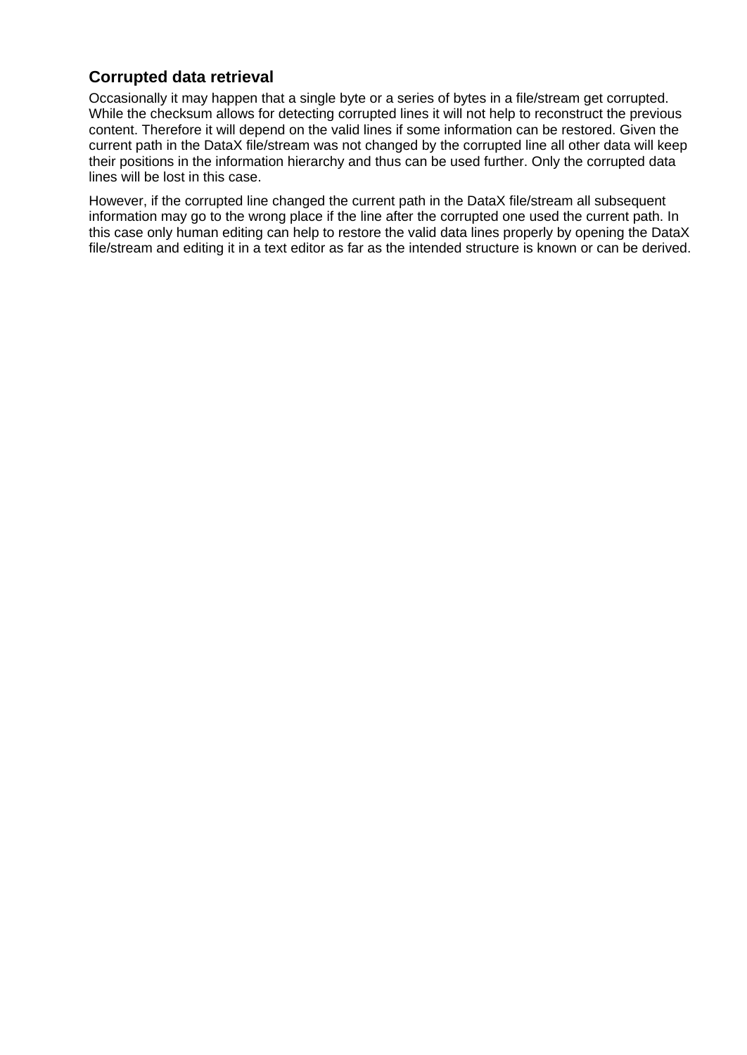### Corrupted data retrieval

Occasionally it may happen that a single byte or a series of bytes in a file/stream get corrupted. While the checksum allows for detecting corrupted lines it will not help to reconstruct the previous content. Therefore it will depend on the valid lines if some information can be restored. Given the current path in the DataX file/stream was not changed by the corrupted line all other data will keep their positions in the information hierarchy and thus can be used further. Only the corrupted data lines will be lost in this case.

However, if the corrupted line changed the current path in the DataX file/stream all subsequent information may go to the wrong place if the line after the corrupted one used the current path. In this case only human editing can help to restore the valid data lines properly by opening the DataX file/stream and editing it in a text editor as far as the intended structure is known or can be derived.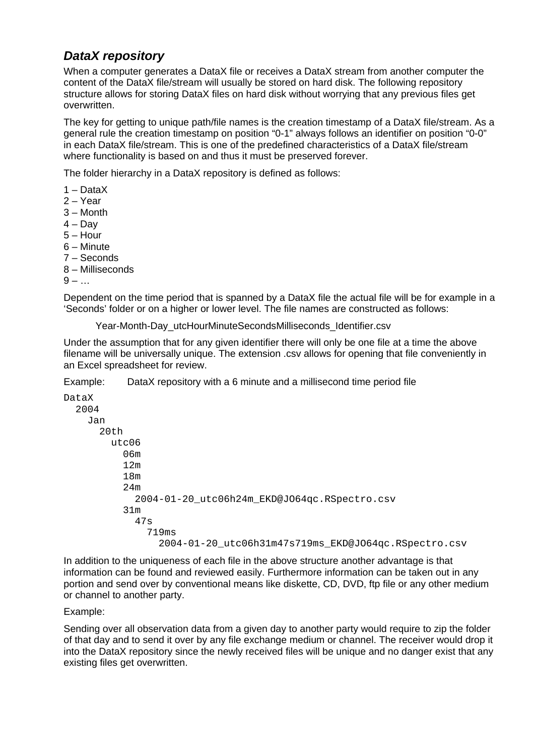### *DataX repository*

When a computer generates a DataX file or receives a DataX stream from another computer the content of the DataX file/stream will usually be stored on hard disk. The following repository structure allows for storing DataX files on hard disk without worrying that any previous files get overwritten.

The key for getting to unique path/file names is the creation timestamp of a DataX file/stream. As a general rule the creation timestamp on position “0-1” always follows an identifier on position “0-0” in each DataX file/stream. This is one of the predefined characteristics of a DataX file/stream where functionality is based on and thus it must be preserved forever.

The folder hierarchy in a DataX repository is defined as follows:

1 – DataX
2 – Year
3 – Month
4 – Day
5 – Hour
6 – Minute
7 – Seconds
8 – Milliseconds
9 – …

Dependent on the time period that is spanned by a DataX file the actual file will be for example in a ‘Seconds’ folder or on a higher or lower level. The file names are constructed as follows:

> Year-Month-Day_utcHourMinuteSecondsMilliseconds_Identifier.csv

Under the assumption that for any given identifier there will only be one file at a time the above filename will be universally unique. The extension .csv allows for opening that file conveniently in an Excel spreadsheet for review.

Example: DataX repository with a 6 minute and a millisecond time period file

```
DataX
  2004
    Jan
      20th
        utc06
          06m
          12m
          18m
          24m
            2004-01-20_utc06h24m_EKD@JO64qc.RSpectro.csv
          31m
            47s
              719ms
                2004-01-20_utc06h31m47s719ms_EKD@JO64qc.RSpectro.csv
```

In addition to the uniqueness of each file in the above structure another advantage is that information can be found and reviewed easily. Furthermore information can be taken out in any portion and send over by conventional means like diskette, CD, DVD, ftp file or any other medium or channel to another party.

Example:

Sending over all observation data from a given day to another party would require to zip the folder of that day and to send it over by any file exchange medium or channel. The receiver would drop it into the DataX repository since the newly received files will be unique and no danger exist that any existing files get overwritten.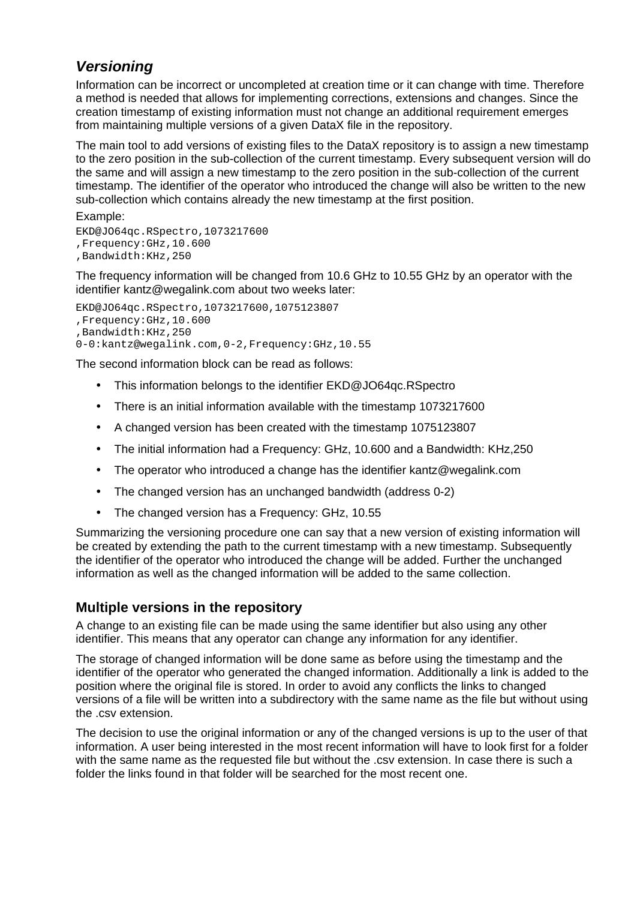### *Versioning*

Information can be incorrect or uncompleted at creation time or it can change with time. Therefore a method is needed that allows for implementing corrections, extensions and changes. Since the creation timestamp of existing information must not change an additional requirement emerges from maintaining multiple versions of a given DataX file in the repository.

The main tool to add versions of existing files to the DataX repository is to assign a new timestamp to the zero position in the sub-collection of the current timestamp. Every subsequent version will do the same and will assign a new timestamp to the zero position in the sub-collection of the current timestamp. The identifier of the operator who introduced the change will also be written to the new sub-collection which contains already the new timestamp at the first position.

Example:

```
EKD@JO64qc.RSpectro,1073217600
,Frequency:GHz,10.600
,Bandwidth:KHz,250
```

The frequency information will be changed from 10.6 GHz to 10.55 GHz by an operator with the identifier kantz@wegalink.com about two weeks later:

```
EKD@JO64qc.RSpectro,1073217600,1075123807
,Frequency:GHz,10.600
,Bandwidth:KHz,250
0-0:kantz@wegalink.com,0-2,Frequency:GHz,10.55
```

The second information block can be read as follows:

- This information belongs to the identifier EKD@JO64qc.RSpectro
- There is an initial information available with the timestamp 1073217600
- A changed version has been created with the timestamp 1075123807
- The initial information had a Frequency: GHz, 10.600 and a Bandwidth: KHz,250
- The operator who introduced a change has the identifier kantz@wegalink.com
- The changed version has an unchanged bandwidth (address 0-2)
- The changed version has a Frequency: GHz, 10.55

Summarizing the versioning procedure one can say that a new version of existing information will be created by extending the path to the current timestamp with a new timestamp. Subsequently the identifier of the operator who introduced the change will be added. Further the unchanged information as well as the changed information will be added to the same collection.

### Multiple versions in the repository

A change to an existing file can be made using the same identifier but also using any other identifier. This means that any operator can change any information for any identifier.

The storage of changed information will be done same as before using the timestamp and the identifier of the operator who generated the changed information. Additionally a link is added to the position where the original file is stored. In order to avoid any conflicts the links to changed versions of a file will be written into a subdirectory with the same name as the file but without using the .csv extension.

The decision to use the original information or any of the changed versions is up to the user of that information. A user being interested in the most recent information will have to look first for a folder with the same name as the requested file but without the .csv extension. In case there is such a folder the links found in that folder will be searched for the most recent one.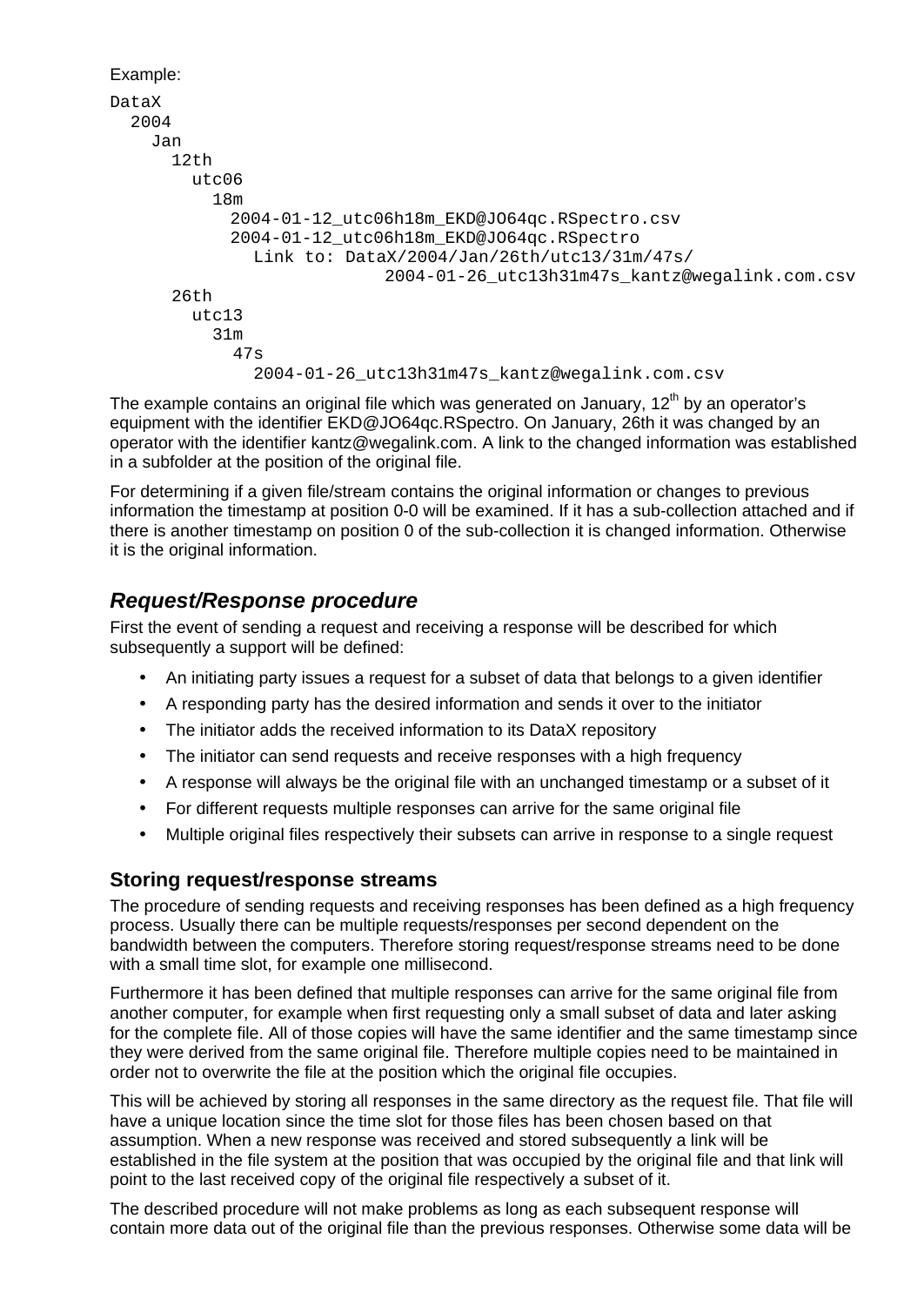Example:

```
DataX
  2004
    Jan
      12th
        utc06
          18m
            2004-01-12_utc06h18m_EKD@JO64qc.RSpectro.csv
            2004-01-12_utc06h18m_EKD@JO64qc.RSpectro
              Link to: DataX/2004/Jan/26th/utc13/31m/47s/
                            2004-01-26_utc13h31m47s_kantz@wegalink.com.csv
      26th
        utc13
          31m
            47s
              2004-01-26_utc13h31m47s_kantz@wegalink.com.csv
```

The example contains an original file which was generated on January, 12th by an operator's equipment with the identifier EKD@JO64qc.RSpectro. On January, 26th it was changed by an operator with the identifier kantz@wegalink.com. A link to the changed information was established in a subfolder at the position of the original file.

For determining if a given file/stream contains the original information or changes to previous information the timestamp at position 0-0 will be examined. If it has a sub-collection attached and if there is another timestamp on position 0 of the sub-collection it is changed information. Otherwise it is the original information.

## *Request/Response procedure*

First the event of sending a request and receiving a response will be described for which subsequently a support will be defined:

- An initiating party issues a request for a subset of data that belongs to a given identifier
- A responding party has the desired information and sends it over to the initiator
- The initiator adds the received information to its DataX repository
- The initiator can send requests and receive responses with a high frequency
- A response will always be the original file with an unchanged timestamp or a subset of it
- For different requests multiple responses can arrive for the same original file
- Multiple original files respectively their subsets can arrive in response to a single request

### Storing request/response streams

The procedure of sending requests and receiving responses has been defined as a high frequency process. Usually there can be multiple requests/responses per second dependent on the bandwidth between the computers. Therefore storing request/response streams need to be done with a small time slot, for example one millisecond.

Furthermore it has been defined that multiple responses can arrive for the same original file from another computer, for example when first requesting only a small subset of data and later asking for the complete file. All of those copies will have the same identifier and the same timestamp since they were derived from the same original file. Therefore multiple copies need to be maintained in order not to overwrite the file at the position which the original file occupies.

This will be achieved by storing all responses in the same directory as the request file. That file will have a unique location since the time slot for those files has been chosen based on that assumption. When a new response was received and stored subsequently a link will be established in the file system at the position that was occupied by the original file and that link will point to the last received copy of the original file respectively a subset of it.

The described procedure will not make problems as long as each subsequent response will contain more data out of the original file than the previous responses. Otherwise some data will be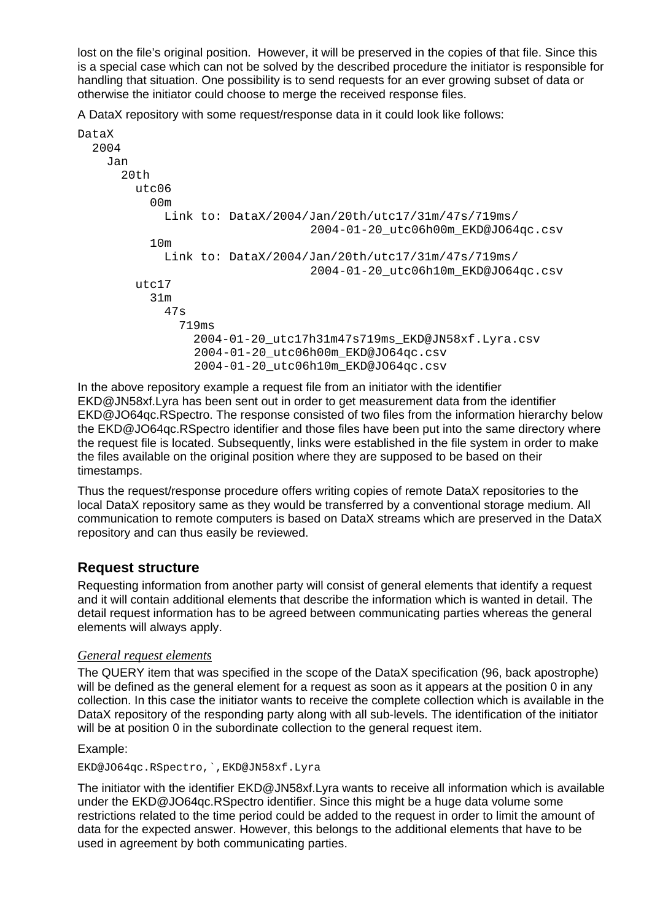lost on the file's original position.  However, it will be preserved in the copies of that file. Since this is a special case which can not be solved by the described procedure the initiator is responsible for handling that situation. One possibility is to send requests for an ever growing subset of data or otherwise the initiator could choose to merge the received response files.

A DataX repository with some request/response data in it could look like follows:

```
DataX
  2004
    Jan
      20th
        utc06
          00m
            Link to: DataX/2004/Jan/20th/utc17/31m/47s/719ms/
                                 2004-01-20_utc06h00m_EKD@JO64qc.csv
          10m
            Link to: DataX/2004/Jan/20th/utc17/31m/47s/719ms/
                                 2004-01-20_utc06h10m_EKD@JO64qc.csv
        utc17
          31m
            47s
              719ms
                2004-01-20_utc17h31m47s719ms_EKD@JN58xf.Lyra.csv
                2004-01-20_utc06h00m_EKD@JO64qc.csv
                2004-01-20_utc06h10m_EKD@JO64qc.csv
```

In the above repository example a request file from an initiator with the identifier EKD@JN58xf.Lyra has been sent out in order to get measurement data from the identifier EKD@JO64qc.RSpectro. The response consisted of two files from the information hierarchy below the EKD@JO64qc.RSpectro identifier and those files have been put into the same directory where the request file is located. Subsequently, links were established in the file system in order to make the files available on the original position where they are supposed to be based on their timestamps.

Thus the request/response procedure offers writing copies of remote DataX repositories to the local DataX repository same as they would be transferred by a conventional storage medium. All communication to remote computers is based on DataX streams which are preserved in the DataX repository and can thus easily be reviewed.

## Request structure

Requesting information from another party will consist of general elements that identify a request and it will contain additional elements that describe the information which is wanted in detail. The detail request information has to be agreed between communicating parties whereas the general elements will always apply.

### *General request elements*

The QUERY item that was specified in the scope of the DataX specification (96, back apostrophe) will be defined as the general element for a request as soon as it appears at the position 0 in any collection. In this case the initiator wants to receive the complete collection which is available in the DataX repository of the responding party along with all sub-levels. The identification of the initiator will be at position 0 in the subordinate collection to the general request item.

Example:

```
EKD@JO64qc.RSpectro,`,EKD@JN58xf.Lyra
```

The initiator with the identifier EKD@JN58xf.Lyra wants to receive all information which is available under the EKD@JO64qc.RSpectro identifier. Since this might be a huge data volume some restrictions related to the time period could be added to the request in order to limit the amount of data for the expected answer. However, this belongs to the additional elements that have to be used in agreement by both communicating parties.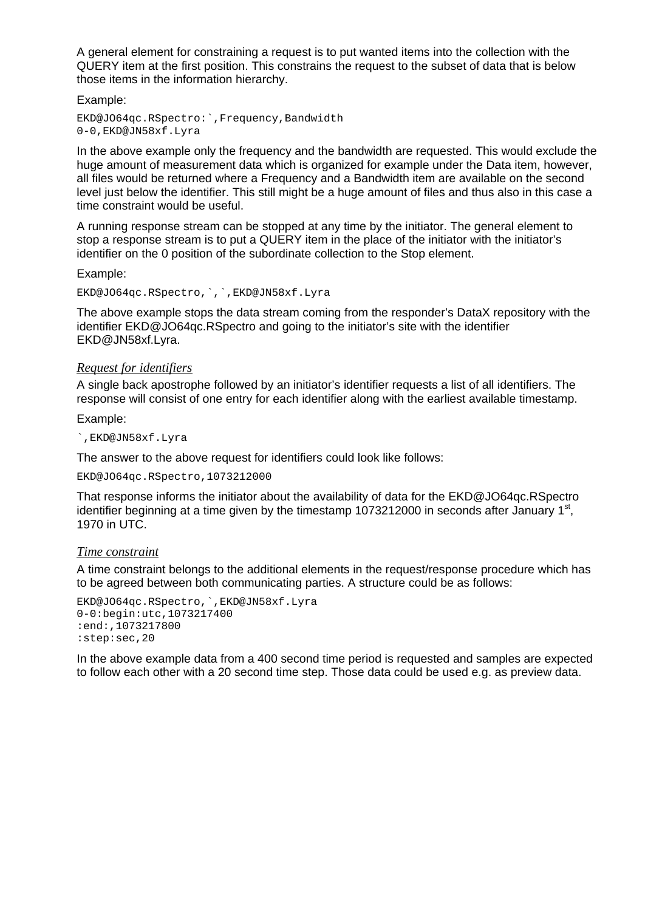A general element for constraining a request is to put wanted items into the collection with the QUERY item at the first position. This constrains the request to the subset of data that is below those items in the information hierarchy.

Example:

```
EKD@JO64qc.RSpectro:`,Frequency,Bandwidth
0-0,EKD@JN58xf.Lyra
```

In the above example only the frequency and the bandwidth are requested. This would exclude the huge amount of measurement data which is organized for example under the Data item, however, all files would be returned where a Frequency and a Bandwidth item are available on the second level just below the identifier. This still might be a huge amount of files and thus also in this case a time constraint would be useful.

A running response stream can be stopped at any time by the initiator. The general element to stop a response stream is to put a QUERY item in the place of the initiator with the initiator's identifier on the 0 position of the subordinate collection to the Stop element.

Example:

```
EKD@JO64qc.RSpectro,`,`,EKD@JN58xf.Lyra
```

The above example stops the data stream coming from the responder's DataX repository with the identifier EKD@JO64qc.RSpectro and going to the initiator's site with the identifier EKD@JN58xf.Lyra.

### *Request for identifiers*

A single back apostrophe followed by an initiator's identifier requests a list of all identifiers. The response will consist of one entry for each identifier along with the earliest available timestamp.

Example:

```
`,EKD@JN58xf.Lyra
```

The answer to the above request for identifiers could look like follows:

```
EKD@JO64qc.RSpectro,1073212000
```

That response informs the initiator about the availability of data for the EKD@JO64qc.RSpectro identifier beginning at a time given by the timestamp 1073212000 in seconds after January 1st, 1970 in UTC.

### *Time constraint*

A time constraint belongs to the additional elements in the request/response procedure which has to be agreed between both communicating parties. A structure could be as follows:

```
EKD@JO64qc.RSpectro,`,EKD@JN58xf.Lyra
0-0:begin:utc,1073217400
:end:,1073217800
:step:sec,20
```

In the above example data from a 400 second time period is requested and samples are expected to follow each other with a 20 second time step. Those data could be used e.g. as preview data.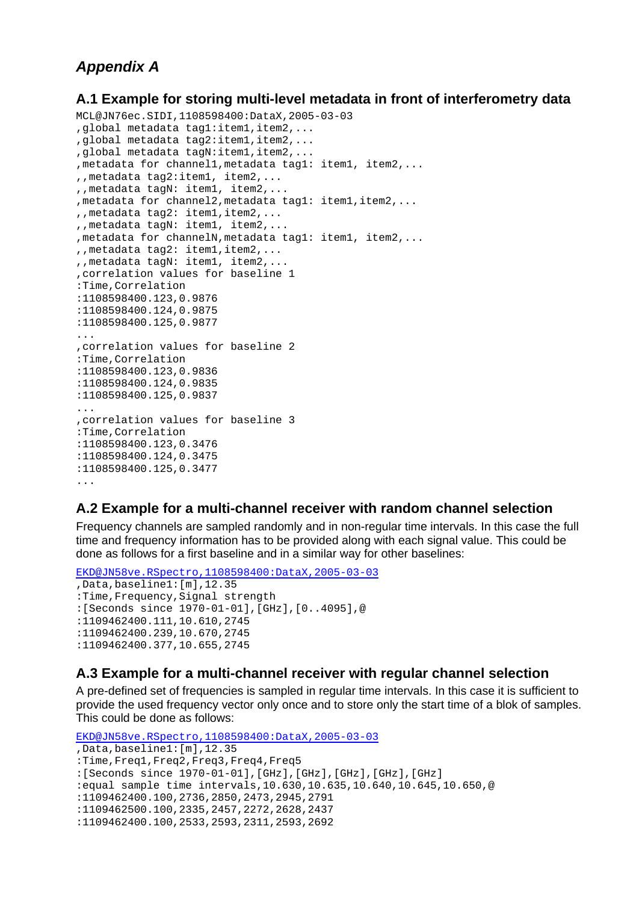## *Appendix A*

### A.1 Example for storing multi-level metadata in front of interferometry data

```
MCL@JN76ec.SIDI,1108598400:DataX,2005-03-03
,global metadata tag1:item1,item2,...
,global metadata tag2:item1,item2,...
,global metadata tagN:item1,item2,...
,metadata for channel1,metadata tag1: item1, item2,...
,,metadata tag2:item1, item2,...
,,metadata tagN: item1, item2,...
,metadata for channel2,metadata tag1: item1,item2,...
,,metadata tag2: item1,item2,...
,,metadata tagN: item1, item2,...
,metadata for channelN,metadata tag1: item1, item2,...
,,metadata tag2: item1,item2,...
,,metadata tagN: item1, item2,...
,correlation values for baseline 1
:Time,Correlation
:1108598400.123,0.9876
:1108598400.124,0.9875
:1108598400.125,0.9877
...
,correlation values for baseline 2
:Time,Correlation
:1108598400.123,0.9836
:1108598400.124,0.9835
:1108598400.125,0.9837
...
,correlation values for baseline 3
:Time,Correlation
:1108598400.123,0.3476
:1108598400.124,0.3475
:1108598400.125,0.3477
...
```

### A.2 Example for a multi-channel receiver with random channel selection

Frequency channels are sampled randomly and in non-regular time intervals. In this case the full time and frequency information has to be provided along with each signal value. This could be done as follows for a first baseline and in a similar way for other baselines:

```
EKD@JN58ve.RSpectro,1108598400:DataX,2005-03-03
,Data,baseline1:[m],12.35
:Time,Frequency,Signal strength
:[Seconds since 1970-01-01],[GHz],[0..4095],@
:1109462400.111,10.610,2745
:1109462400.239,10.670,2745
:1109462400.377,10.655,2745
```

### A.3 Example for a multi-channel receiver with regular channel selection

A pre-defined set of frequencies is sampled in regular time intervals. In this case it is sufficient to provide the used frequency vector only once and to store only the start time of a blok of samples. This could be done as follows:

```
EKD@JN58ve.RSpectro,1108598400:DataX,2005-03-03
,Data,baseline1:[m],12.35
:Time,Freq1,Freq2,Freq3,Freq4,Freq5
:[Seconds since 1970-01-01],[GHz],[GHz],[GHz],[GHz],[GHz]
:equal sample time intervals,10.630,10.635,10.640,10.645,10.650,@
:1109462400.100,2736,2850,2473,2945,2791
:1109462500.100,2335,2457,2272,2628,2437
:1109462400.100,2533,2593,2311,2593,2692
```